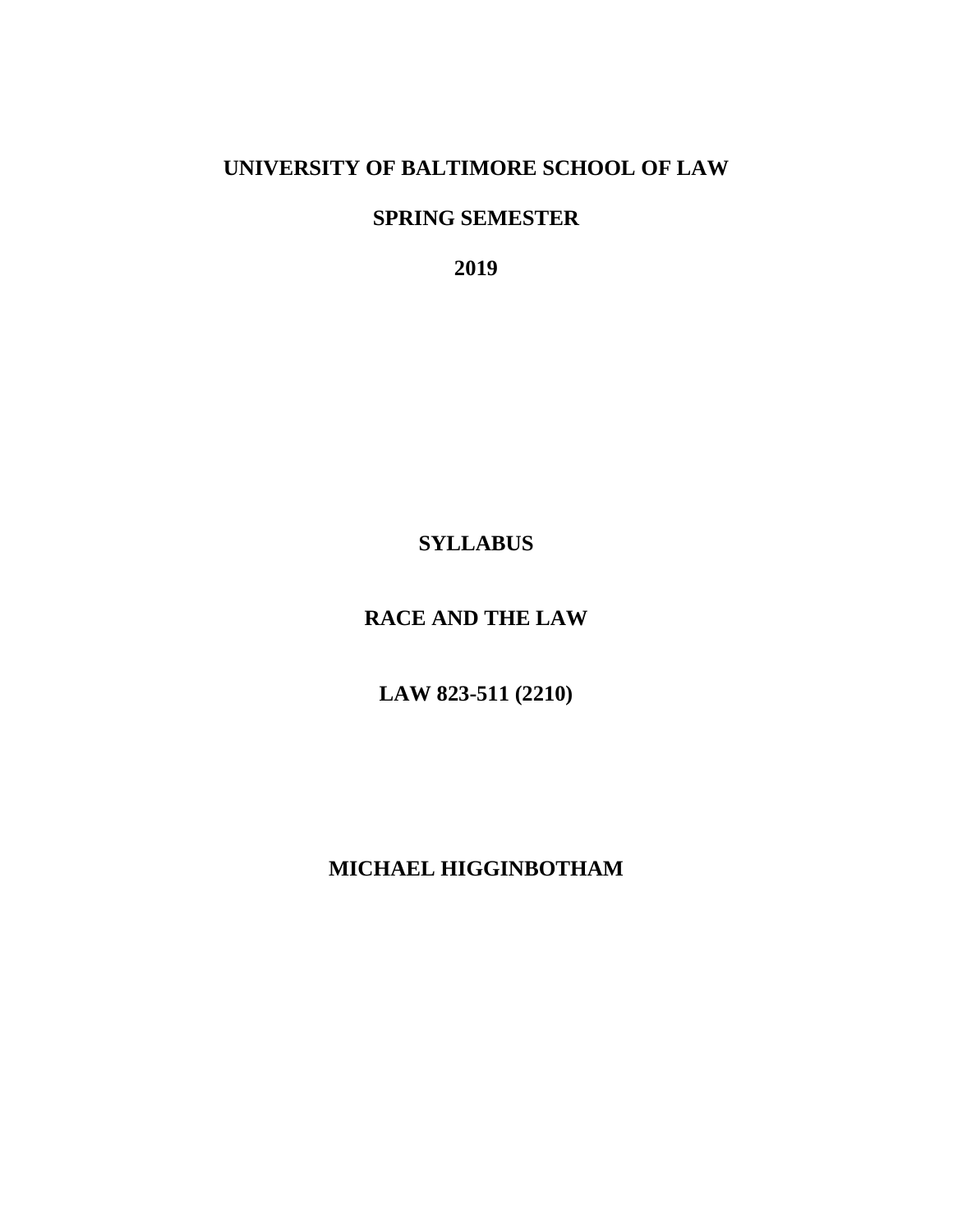**UNIVERSITY OF BALTIMORE SCHOOL OF LAW**

**SPRING SEMESTER**

**2019**

# SYLLABUS

# RACE AND THE LAW

**LAW 823-511 (2210)**

**MICHAEL HIGGINBOTHAM**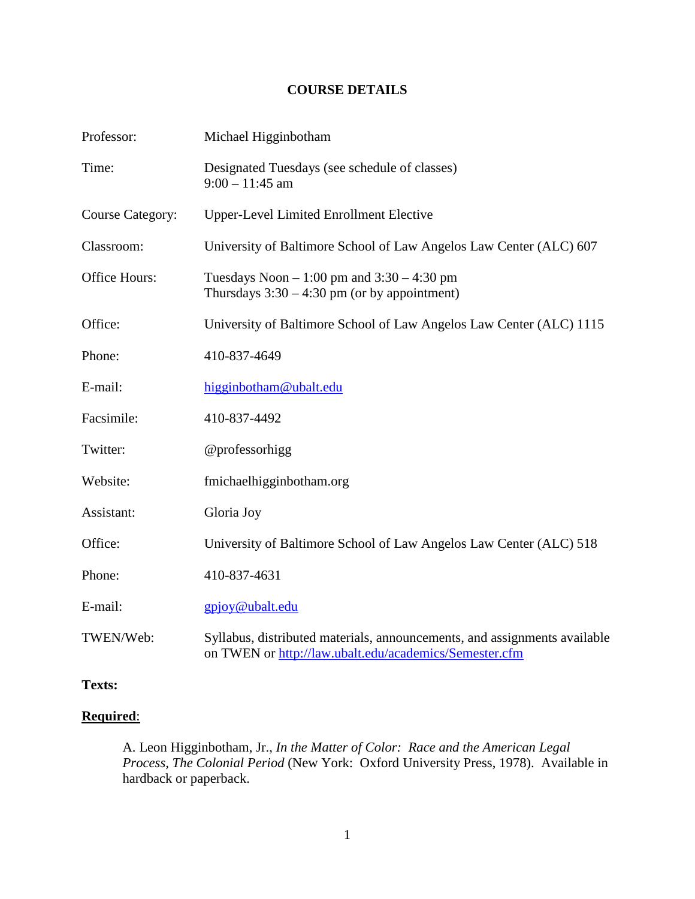# COURSE DETAILS

| | |
|---|---|
| Professor: | Michael Higginbotham |
| Time: | Designated Tuesdays (see schedule of classes)<br>9:00 – 11:45 am |
| Course Category: | Upper-Level Limited Enrollment Elective |
| Classroom: | University of Baltimore School of Law Angelos Law Center (ALC) 607 |
| Office Hours: | Tuesdays Noon – 1:00 pm and 3:30 – 4:30 pm<br>Thursdays 3:30 – 4:30 pm (or by appointment) |
| Office: | University of Baltimore School of Law Angelos Law Center (ALC) 1115 |
| Phone: | 410-837-4649 |
| E-mail: | higginbotham@ubalt.edu |
| Facsimile: | 410-837-4492 |
| Twitter: | @professorhigg |
| Website: | fmichaelhigginbotham.org |
| Assistant: | Gloria Joy |
| Office: | University of Baltimore School of Law Angelos Law Center (ALC) 518 |
| Phone: | 410-837-4631 |
| E-mail: | gpjoy@ubalt.edu |
| TWEN/Web: | Syllabus, distributed materials, announcements, and assignments available on TWEN or http://law.ubalt.edu/academics/Semester.cfm |

**Texts:**

**Required**:

A. Leon Higginbotham, Jr., *In the Matter of Color: Race and the American Legal Process, The Colonial Period* (New York: Oxford University Press, 1978). Available in hardback or paperback.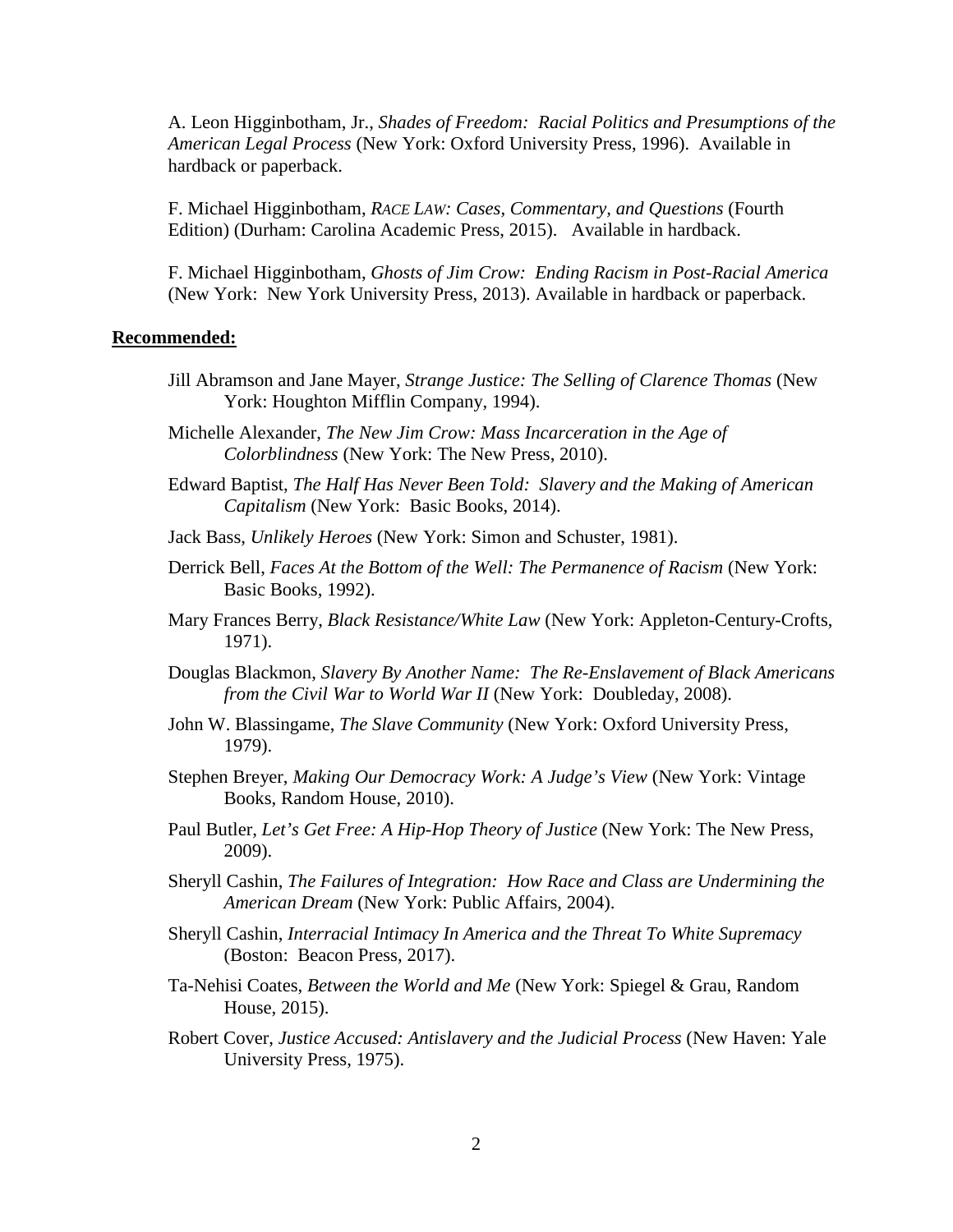A. Leon Higginbotham, Jr., *Shades of Freedom: Racial Politics and Presumptions of the American Legal Process* (New York: Oxford University Press, 1996). Available in hardback or paperback.

F. Michael Higginbotham, *RACE LAW: Cases, Commentary, and Questions* (Fourth Edition) (Durham: Carolina Academic Press, 2015). Available in hardback.

F. Michael Higginbotham, *Ghosts of Jim Crow: Ending Racism in Post-Racial America* (New York: New York University Press, 2013). Available in hardback or paperback.

**Recommended:**

Jill Abramson and Jane Mayer, *Strange Justice: The Selling of Clarence Thomas* (New York: Houghton Mifflin Company, 1994).

Michelle Alexander, *The New Jim Crow: Mass Incarceration in the Age of Colorblindness* (New York: The New Press, 2010).

Edward Baptist, *The Half Has Never Been Told: Slavery and the Making of American Capitalism* (New York: Basic Books, 2014).

Jack Bass, *Unlikely Heroes* (New York: Simon and Schuster, 1981).

Derrick Bell, *Faces At the Bottom of the Well: The Permanence of Racism* (New York: Basic Books, 1992).

Mary Frances Berry, *Black Resistance/White Law* (New York: Appleton-Century-Crofts, 1971).

Douglas Blackmon, *Slavery By Another Name: The Re-Enslavement of Black Americans from the Civil War to World War II* (New York: Doubleday, 2008).

John W. Blassingame, *The Slave Community* (New York: Oxford University Press, 1979).

Stephen Breyer, *Making Our Democracy Work: A Judge's View* (New York: Vintage Books, Random House, 2010).

Paul Butler, *Let's Get Free: A Hip-Hop Theory of Justice* (New York: The New Press, 2009).

Sheryll Cashin, *The Failures of Integration: How Race and Class are Undermining the American Dream* (New York: Public Affairs, 2004).

Sheryll Cashin, *Interracial Intimacy In America and the Threat To White Supremacy* (Boston: Beacon Press, 2017).

Ta-Nehisi Coates, *Between the World and Me* (New York: Spiegel & Grau, Random House, 2015).

Robert Cover, *Justice Accused: Antislavery and the Judicial Process* (New Haven: Yale University Press, 1975).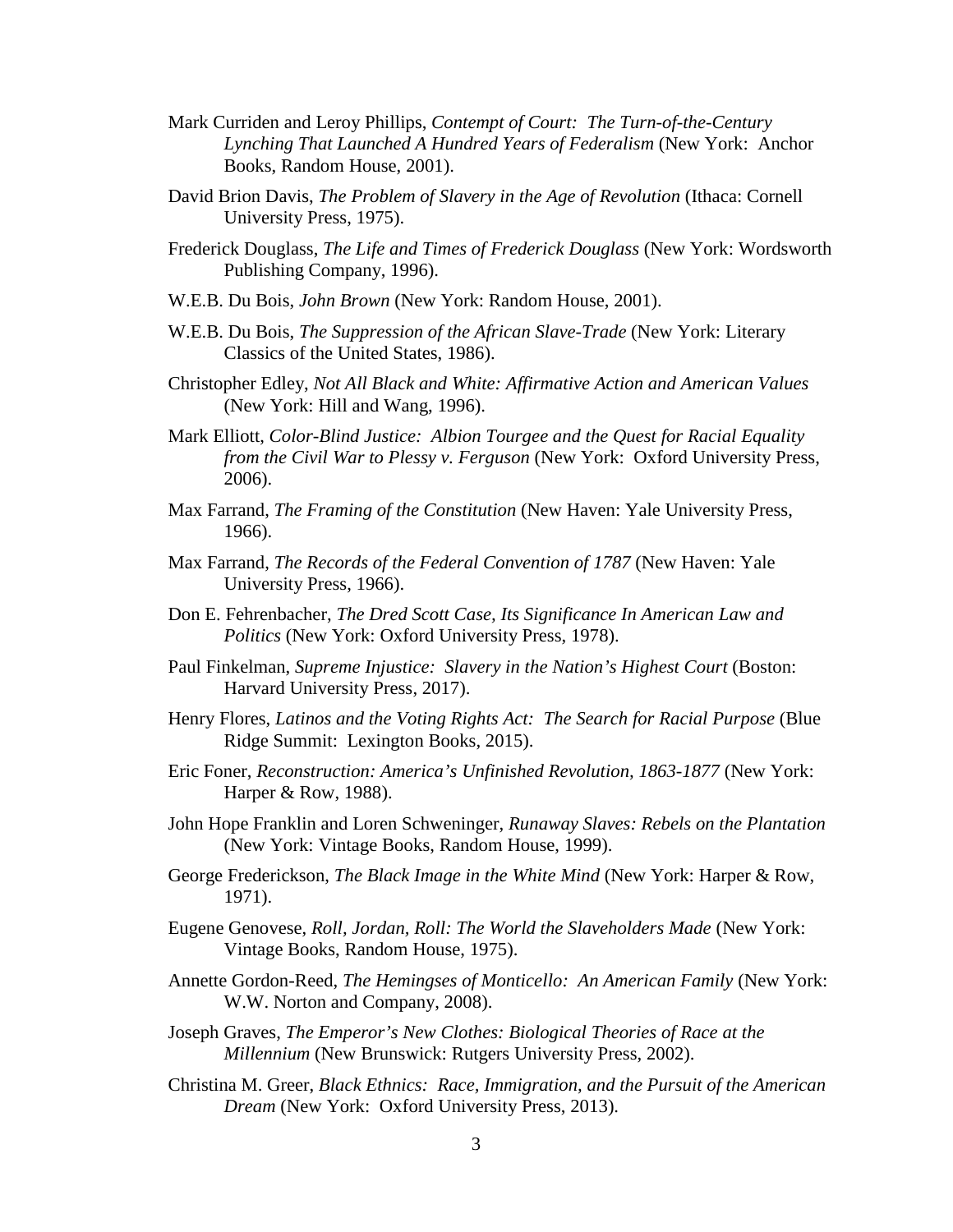Mark Curriden and Leroy Phillips, *Contempt of Court: The Turn-of-the-Century Lynching That Launched A Hundred Years of Federalism* (New York: Anchor Books, Random House, 2001).

David Brion Davis, *The Problem of Slavery in the Age of Revolution* (Ithaca: Cornell University Press, 1975).

Frederick Douglass, *The Life and Times of Frederick Douglass* (New York: Wordsworth Publishing Company, 1996).

W.E.B. Du Bois, *John Brown* (New York: Random House, 2001).

W.E.B. Du Bois, *The Suppression of the African Slave-Trade* (New York: Literary Classics of the United States, 1986).

Christopher Edley, *Not All Black and White: Affirmative Action and American Values* (New York: Hill and Wang, 1996).

Mark Elliott, *Color-Blind Justice: Albion Tourgee and the Quest for Racial Equality from the Civil War to Plessy v. Ferguson* (New York: Oxford University Press, 2006).

Max Farrand, *The Framing of the Constitution* (New Haven: Yale University Press, 1966).

Max Farrand, *The Records of the Federal Convention of 1787* (New Haven: Yale University Press, 1966).

Don E. Fehrenbacher, *The Dred Scott Case, Its Significance In American Law and Politics* (New York: Oxford University Press, 1978).

Paul Finkelman, *Supreme Injustice: Slavery in the Nation's Highest Court* (Boston: Harvard University Press, 2017).

Henry Flores, *Latinos and the Voting Rights Act: The Search for Racial Purpose* (Blue Ridge Summit: Lexington Books, 2015).

Eric Foner, *Reconstruction: America's Unfinished Revolution, 1863-1877* (New York: Harper & Row, 1988).

John Hope Franklin and Loren Schweninger, *Runaway Slaves: Rebels on the Plantation* (New York: Vintage Books, Random House, 1999).

George Frederickson, *The Black Image in the White Mind* (New York: Harper & Row, 1971).

Eugene Genovese, *Roll, Jordan, Roll: The World the Slaveholders Made* (New York: Vintage Books, Random House, 1975).

Annette Gordon-Reed, *The Hemingses of Monticello: An American Family* (New York: W.W. Norton and Company, 2008).

Joseph Graves, *The Emperor's New Clothes: Biological Theories of Race at the Millennium* (New Brunswick: Rutgers University Press, 2002).

Christina M. Greer, *Black Ethnics: Race, Immigration, and the Pursuit of the American Dream* (New York: Oxford University Press, 2013).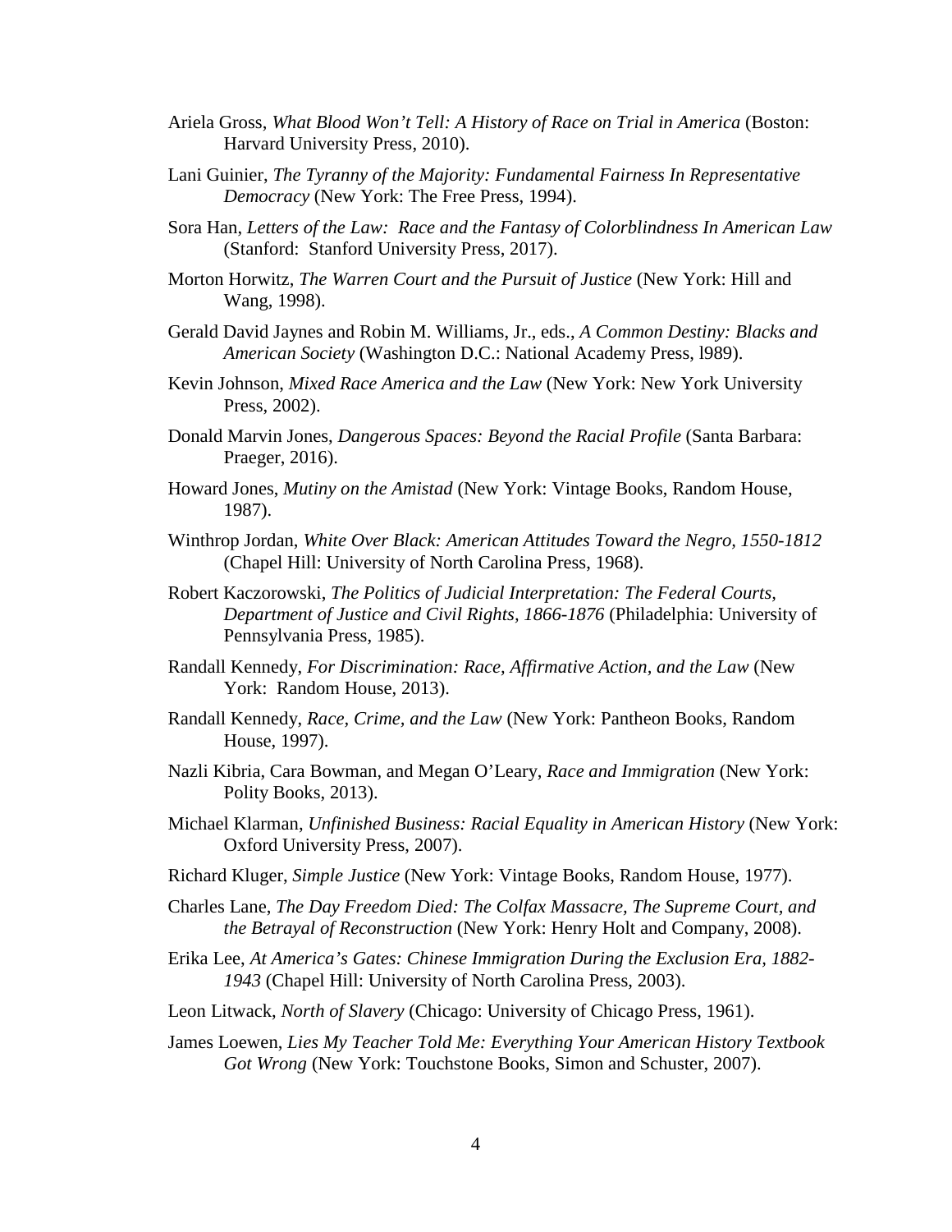Ariela Gross, *What Blood Won't Tell: A History of Race on Trial in America* (Boston: Harvard University Press, 2010).

Lani Guinier, *The Tyranny of the Majority: Fundamental Fairness In Representative Democracy* (New York: The Free Press, 1994).

Sora Han, *Letters of the Law: Race and the Fantasy of Colorblindness In American Law* (Stanford: Stanford University Press, 2017).

Morton Horwitz, *The Warren Court and the Pursuit of Justice* (New York: Hill and Wang, 1998).

Gerald David Jaynes and Robin M. Williams, Jr., eds., *A Common Destiny: Blacks and American Society* (Washington D.C.: National Academy Press, l989).

Kevin Johnson, *Mixed Race America and the Law* (New York: New York University Press, 2002).

Donald Marvin Jones, *Dangerous Spaces: Beyond the Racial Profile* (Santa Barbara: Praeger, 2016).

Howard Jones, *Mutiny on the Amistad* (New York: Vintage Books, Random House, 1987).

Winthrop Jordan, *White Over Black: American Attitudes Toward the Negro, 1550-1812* (Chapel Hill: University of North Carolina Press, 1968).

Robert Kaczorowski, *The Politics of Judicial Interpretation: The Federal Courts, Department of Justice and Civil Rights, 1866-1876* (Philadelphia: University of Pennsylvania Press, 1985).

Randall Kennedy, *For Discrimination: Race, Affirmative Action, and the Law* (New York: Random House, 2013).

Randall Kennedy, *Race, Crime, and the Law* (New York: Pantheon Books, Random House, 1997).

Nazli Kibria, Cara Bowman, and Megan O'Leary, *Race and Immigration* (New York: Polity Books, 2013).

Michael Klarman, *Unfinished Business: Racial Equality in American History* (New York: Oxford University Press, 2007).

Richard Kluger, *Simple Justice* (New York: Vintage Books, Random House, 1977).

Charles Lane, *The Day Freedom Died: The Colfax Massacre, The Supreme Court, and the Betrayal of Reconstruction* (New York: Henry Holt and Company, 2008).

Erika Lee, *At America's Gates: Chinese Immigration During the Exclusion Era, 1882-1943* (Chapel Hill: University of North Carolina Press, 2003).

Leon Litwack, *North of Slavery* (Chicago: University of Chicago Press, 1961).

James Loewen, *Lies My Teacher Told Me: Everything Your American History Textbook Got Wrong* (New York: Touchstone Books, Simon and Schuster, 2007).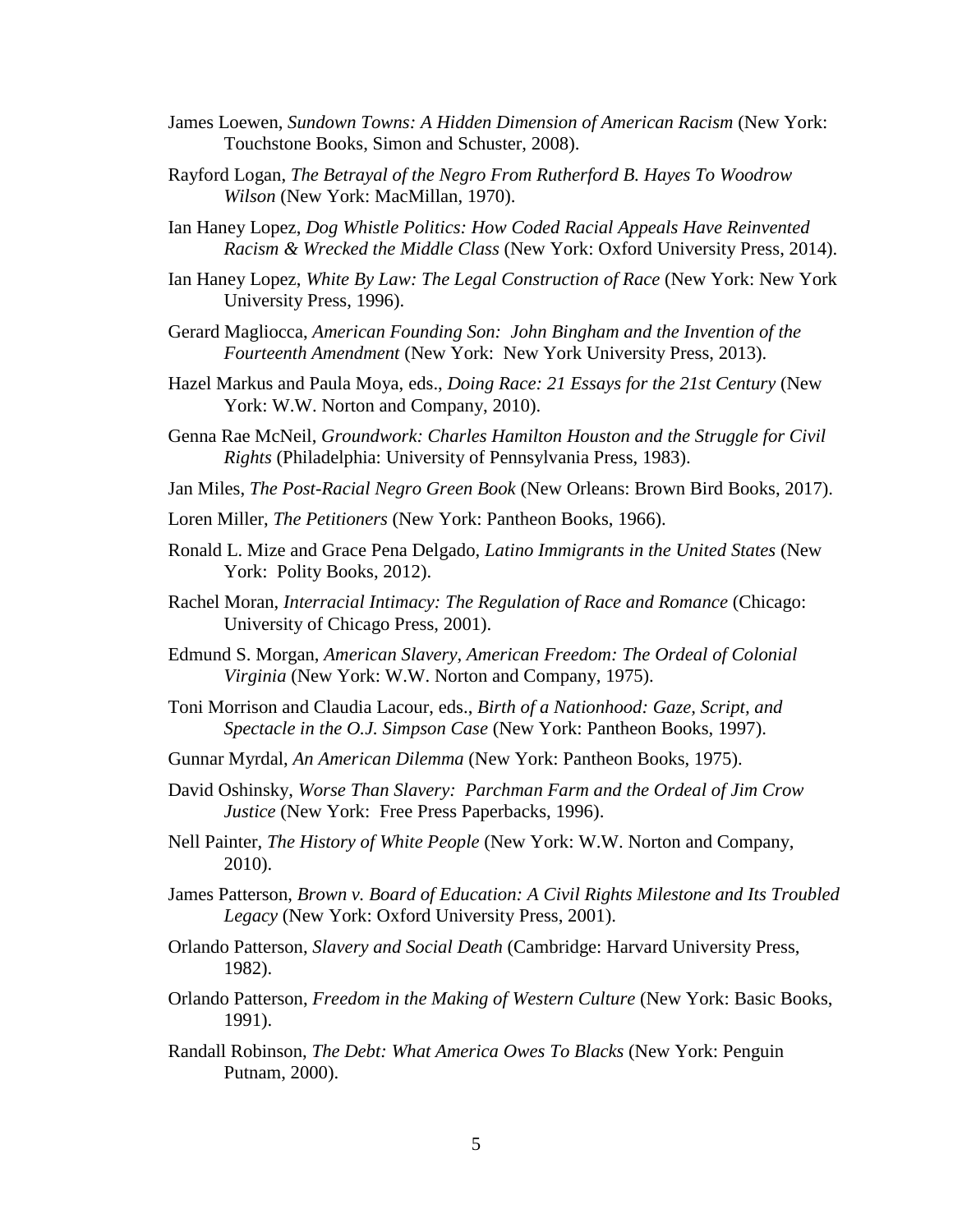James Loewen, *Sundown Towns: A Hidden Dimension of American Racism* (New York: Touchstone Books, Simon and Schuster, 2008).

Rayford Logan, *The Betrayal of the Negro From Rutherford B. Hayes To Woodrow Wilson* (New York: MacMillan, 1970).

Ian Haney Lopez, *Dog Whistle Politics: How Coded Racial Appeals Have Reinvented Racism & Wrecked the Middle Class* (New York: Oxford University Press, 2014).

Ian Haney Lopez, *White By Law: The Legal Construction of Race* (New York: New York University Press, 1996).

Gerard Magliocca, *American Founding Son: John Bingham and the Invention of the Fourteenth Amendment* (New York: New York University Press, 2013).

Hazel Markus and Paula Moya, eds., *Doing Race: 21 Essays for the 21st Century* (New York: W.W. Norton and Company, 2010).

Genna Rae McNeil, *Groundwork: Charles Hamilton Houston and the Struggle for Civil Rights* (Philadelphia: University of Pennsylvania Press, 1983).

Jan Miles, *The Post-Racial Negro Green Book* (New Orleans: Brown Bird Books, 2017).

Loren Miller, *The Petitioners* (New York: Pantheon Books, 1966).

Ronald L. Mize and Grace Pena Delgado, *Latino Immigrants in the United States* (New York: Polity Books, 2012).

Rachel Moran, *Interracial Intimacy: The Regulation of Race and Romance* (Chicago: University of Chicago Press, 2001).

Edmund S. Morgan, *American Slavery, American Freedom: The Ordeal of Colonial Virginia* (New York: W.W. Norton and Company, 1975).

Toni Morrison and Claudia Lacour, eds., *Birth of a Nationhood: Gaze, Script, and Spectacle in the O.J. Simpson Case* (New York: Pantheon Books, 1997).

Gunnar Myrdal, *An American Dilemma* (New York: Pantheon Books, 1975).

David Oshinsky, *Worse Than Slavery: Parchman Farm and the Ordeal of Jim Crow Justice* (New York: Free Press Paperbacks, 1996).

Nell Painter, *The History of White People* (New York: W.W. Norton and Company, 2010).

James Patterson, *Brown v. Board of Education: A Civil Rights Milestone and Its Troubled Legacy* (New York: Oxford University Press, 2001).

Orlando Patterson, *Slavery and Social Death* (Cambridge: Harvard University Press, 1982).

Orlando Patterson, *Freedom in the Making of Western Culture* (New York: Basic Books, 1991).

Randall Robinson, *The Debt: What America Owes To Blacks* (New York: Penguin Putnam, 2000).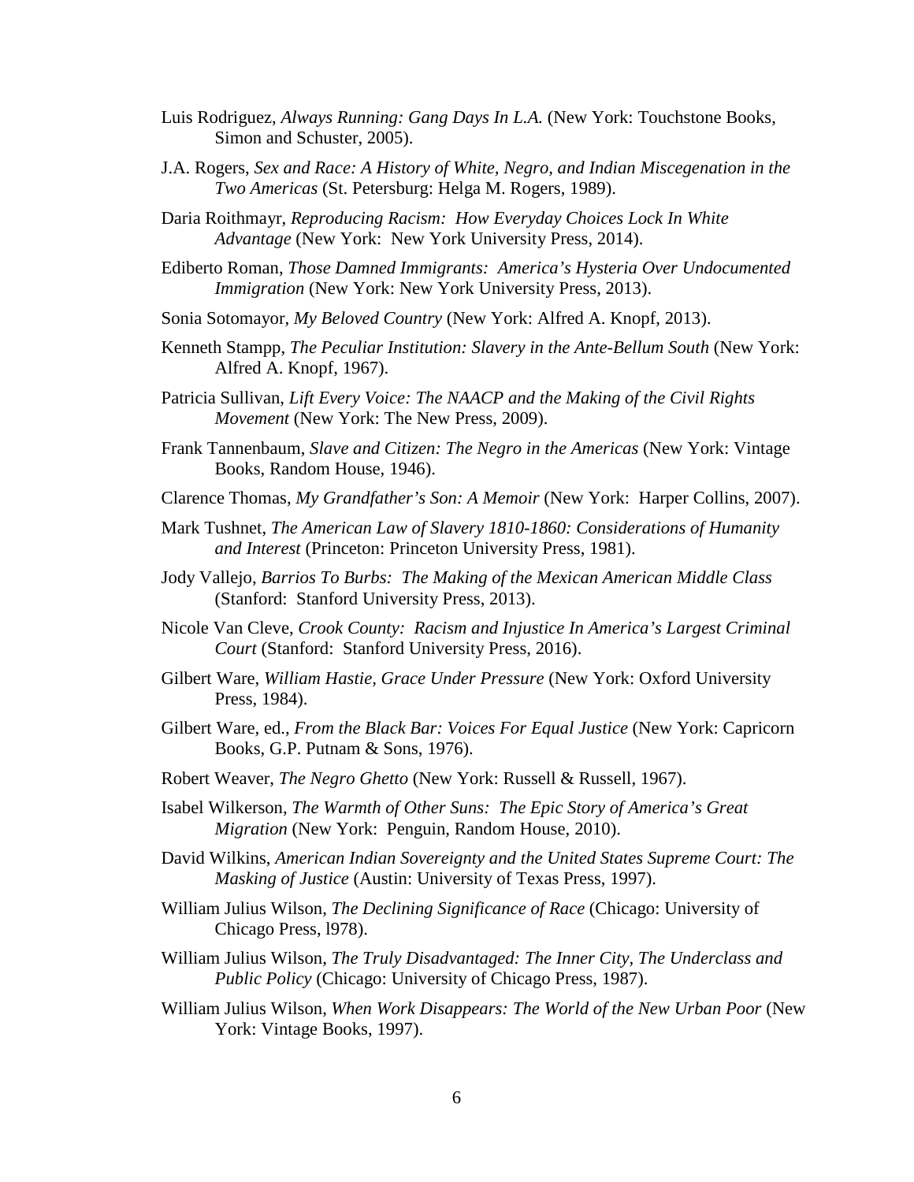Luis Rodriguez, *Always Running: Gang Days In L.A.* (New York: Touchstone Books, Simon and Schuster, 2005).

J.A. Rogers, *Sex and Race: A History of White, Negro, and Indian Miscegenation in the Two Americas* (St. Petersburg: Helga M. Rogers, 1989).

Daria Roithmayr, *Reproducing Racism: How Everyday Choices Lock In White Advantage* (New York: New York University Press, 2014).

Ediberto Roman, *Those Damned Immigrants: America's Hysteria Over Undocumented Immigration* (New York: New York University Press, 2013).

Sonia Sotomayor, *My Beloved Country* (New York: Alfred A. Knopf, 2013).

Kenneth Stampp, *The Peculiar Institution: Slavery in the Ante-Bellum South* (New York: Alfred A. Knopf, 1967).

Patricia Sullivan, *Lift Every Voice: The NAACP and the Making of the Civil Rights Movement* (New York: The New Press, 2009).

Frank Tannenbaum, *Slave and Citizen: The Negro in the Americas* (New York: Vintage Books, Random House, 1946).

Clarence Thomas, *My Grandfather's Son: A Memoir* (New York: Harper Collins, 2007).

Mark Tushnet, *The American Law of Slavery 1810-1860: Considerations of Humanity and Interest* (Princeton: Princeton University Press, 1981).

Jody Vallejo, *Barrios To Burbs: The Making of the Mexican American Middle Class* (Stanford: Stanford University Press, 2013).

Nicole Van Cleve, *Crook County: Racism and Injustice In America's Largest Criminal Court* (Stanford: Stanford University Press, 2016).

Gilbert Ware, *William Hastie, Grace Under Pressure* (New York: Oxford University Press, 1984).

Gilbert Ware, ed., *From the Black Bar: Voices For Equal Justice* (New York: Capricorn Books, G.P. Putnam & Sons, 1976).

Robert Weaver, *The Negro Ghetto* (New York: Russell & Russell, 1967).

Isabel Wilkerson, *The Warmth of Other Suns: The Epic Story of America's Great Migration* (New York: Penguin, Random House, 2010).

David Wilkins, *American Indian Sovereignty and the United States Supreme Court: The Masking of Justice* (Austin: University of Texas Press, 1997).

William Julius Wilson, *The Declining Significance of Race* (Chicago: University of Chicago Press, l978).

William Julius Wilson, *The Truly Disadvantaged: The Inner City, The Underclass and Public Policy* (Chicago: University of Chicago Press, 1987).

William Julius Wilson, *When Work Disappears: The World of the New Urban Poor* (New York: Vintage Books, 1997).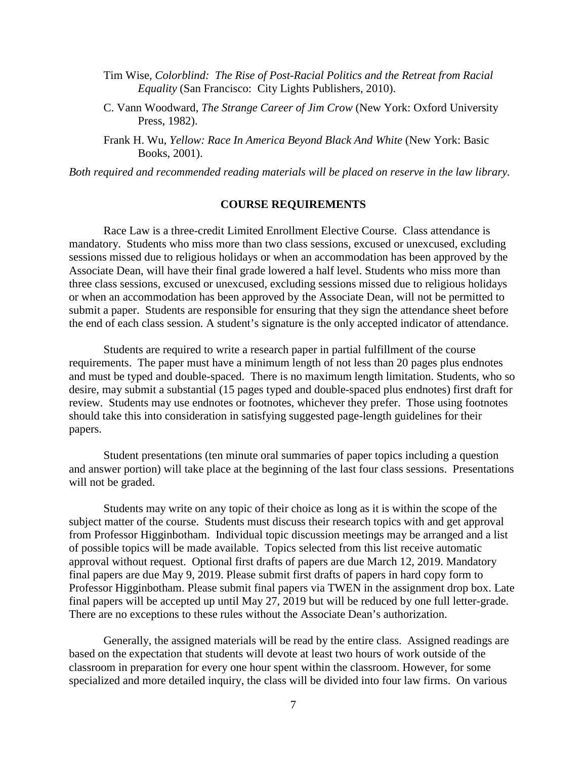Tim Wise, *Colorblind: The Rise of Post-Racial Politics and the Retreat from Racial Equality* (San Francisco: City Lights Publishers, 2010).

C. Vann Woodward, *The Strange Career of Jim Crow* (New York: Oxford University Press, 1982).

Frank H. Wu, *Yellow: Race In America Beyond Black And White* (New York: Basic Books, 2001).

*Both required and recommended reading materials will be placed on reserve in the law library.*

## COURSE REQUIREMENTS

Race Law is a three-credit Limited Enrollment Elective Course. Class attendance is mandatory. Students who miss more than two class sessions, excused or unexcused, excluding sessions missed due to religious holidays or when an accommodation has been approved by the Associate Dean, will have their final grade lowered a half level. Students who miss more than three class sessions, excused or unexcused, excluding sessions missed due to religious holidays or when an accommodation has been approved by the Associate Dean, will not be permitted to submit a paper. Students are responsible for ensuring that they sign the attendance sheet before the end of each class session. A student's signature is the only accepted indicator of attendance.

Students are required to write a research paper in partial fulfillment of the course requirements. The paper must have a minimum length of not less than 20 pages plus endnotes and must be typed and double-spaced. There is no maximum length limitation. Students, who so desire, may submit a substantial (15 pages typed and double-spaced plus endnotes) first draft for review. Students may use endnotes or footnotes, whichever they prefer. Those using footnotes should take this into consideration in satisfying suggested page-length guidelines for their papers.

Student presentations (ten minute oral summaries of paper topics including a question and answer portion) will take place at the beginning of the last four class sessions. Presentations will not be graded.

Students may write on any topic of their choice as long as it is within the scope of the subject matter of the course. Students must discuss their research topics with and get approval from Professor Higginbotham. Individual topic discussion meetings may be arranged and a list of possible topics will be made available. Topics selected from this list receive automatic approval without request. Optional first drafts of papers are due March 12, 2019. Mandatory final papers are due May 9, 2019. Please submit first drafts of papers in hard copy form to Professor Higginbotham. Please submit final papers via TWEN in the assignment drop box. Late final papers will be accepted up until May 27, 2019 but will be reduced by one full letter-grade. There are no exceptions to these rules without the Associate Dean's authorization.

Generally, the assigned materials will be read by the entire class. Assigned readings are based on the expectation that students will devote at least two hours of work outside of the classroom in preparation for every one hour spent within the classroom. However, for some specialized and more detailed inquiry, the class will be divided into four law firms. On various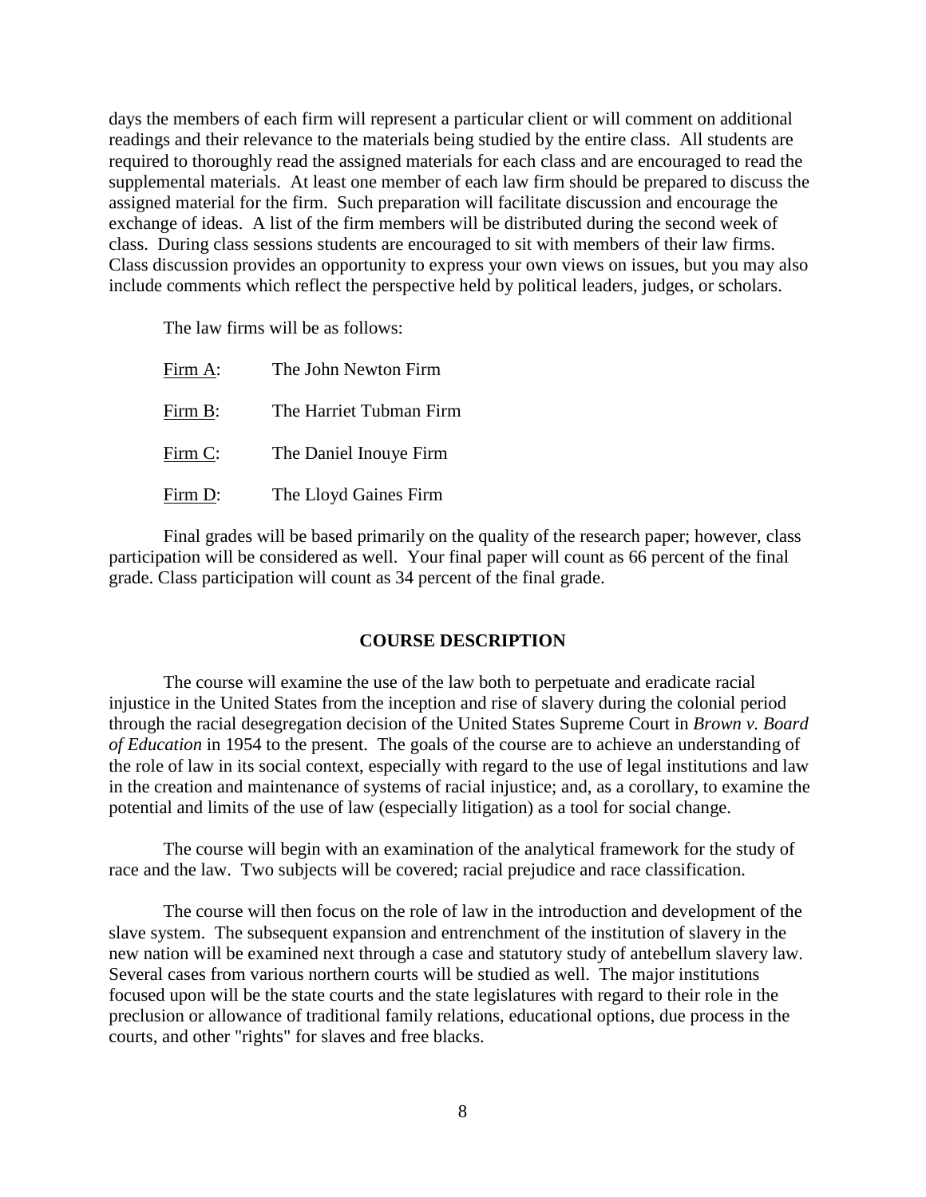days the members of each firm will represent a particular client or will comment on additional readings and their relevance to the materials being studied by the entire class. All students are required to thoroughly read the assigned materials for each class and are encouraged to read the supplemental materials. At least one member of each law firm should be prepared to discuss the assigned material for the firm. Such preparation will facilitate discussion and encourage the exchange of ideas. A list of the firm members will be distributed during the second week of class. During class sessions students are encouraged to sit with members of their law firms. Class discussion provides an opportunity to express your own views on issues, but you may also include comments which reflect the perspective held by political leaders, judges, or scholars.

The law firms will be as follows:

<u>Firm A</u>: The John Newton Firm

<u>Firm B</u>: The Harriet Tubman Firm

<u>Firm C</u>: The Daniel Inouye Firm

<u>Firm D</u>: The Lloyd Gaines Firm

Final grades will be based primarily on the quality of the research paper; however, class participation will be considered as well. Your final paper will count as 66 percent of the final grade. Class participation will count as 34 percent of the final grade.

## COURSE DESCRIPTION

The course will examine the use of the law both to perpetuate and eradicate racial injustice in the United States from the inception and rise of slavery during the colonial period through the racial desegregation decision of the United States Supreme Court in *Brown v. Board of Education* in 1954 to the present. The goals of the course are to achieve an understanding of the role of law in its social context, especially with regard to the use of legal institutions and law in the creation and maintenance of systems of racial injustice; and, as a corollary, to examine the potential and limits of the use of law (especially litigation) as a tool for social change.

The course will begin with an examination of the analytical framework for the study of race and the law. Two subjects will be covered; racial prejudice and race classification.

The course will then focus on the role of law in the introduction and development of the slave system. The subsequent expansion and entrenchment of the institution of slavery in the new nation will be examined next through a case and statutory study of antebellum slavery law. Several cases from various northern courts will be studied as well. The major institutions focused upon will be the state courts and the state legislatures with regard to their role in the preclusion or allowance of traditional family relations, educational options, due process in the courts, and other "rights" for slaves and free blacks.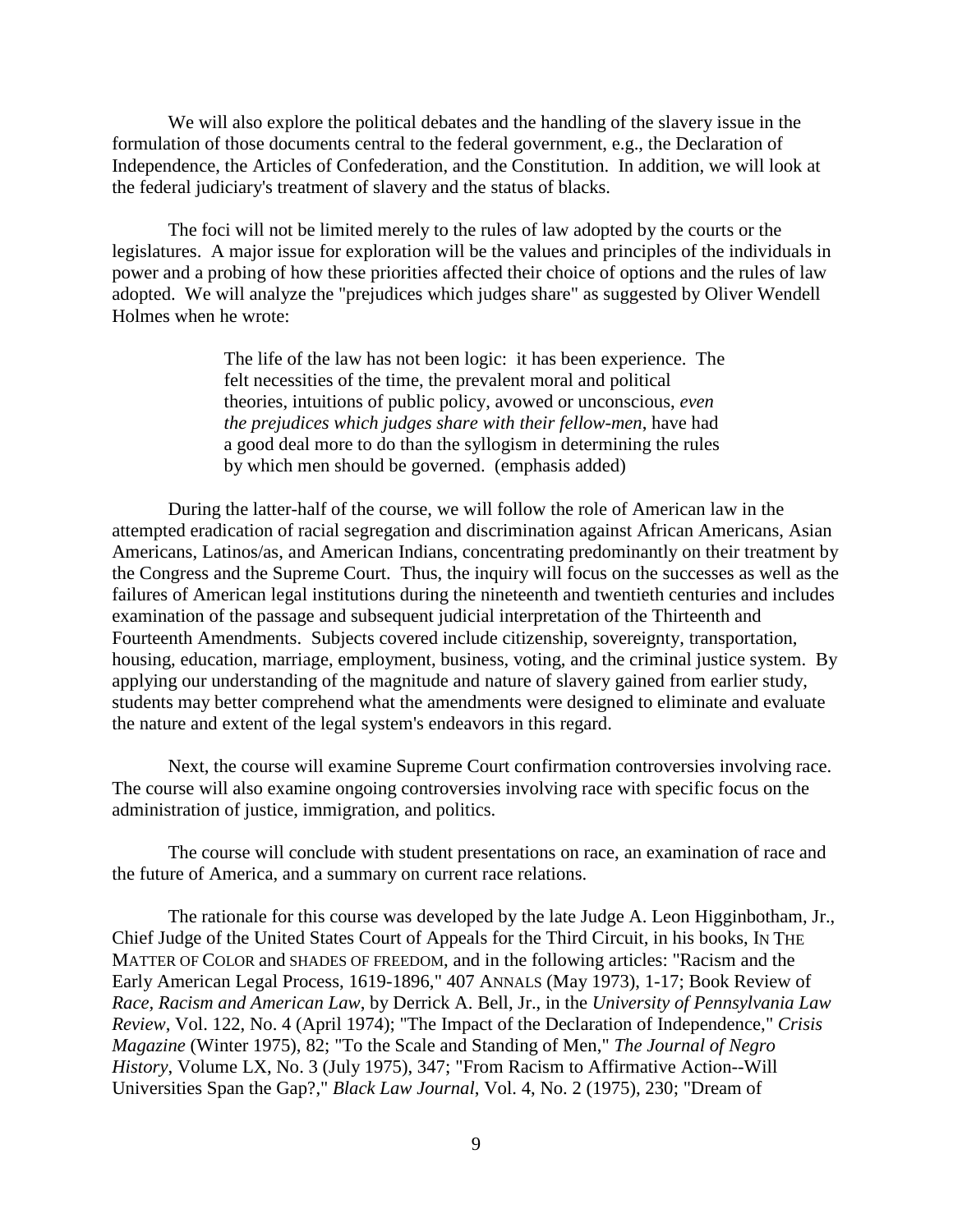We will also explore the political debates and the handling of the slavery issue in the formulation of those documents central to the federal government, e.g., the Declaration of Independence, the Articles of Confederation, and the Constitution. In addition, we will look at the federal judiciary's treatment of slavery and the status of blacks.

The foci will not be limited merely to the rules of law adopted by the courts or the legislatures. A major issue for exploration will be the values and principles of the individuals in power and a probing of how these priorities affected their choice of options and the rules of law adopted. We will analyze the "prejudices which judges share" as suggested by Oliver Wendell Holmes when he wrote:

> The life of the law has not been logic: it has been experience. The felt necessities of the time, the prevalent moral and political theories, intuitions of public policy, avowed or unconscious, *even the prejudices which judges share with their fellow-men*, have had a good deal more to do than the syllogism in determining the rules by which men should be governed. (emphasis added)

During the latter-half of the course, we will follow the role of American law in the attempted eradication of racial segregation and discrimination against African Americans, Asian Americans, Latinos/as, and American Indians, concentrating predominantly on their treatment by the Congress and the Supreme Court. Thus, the inquiry will focus on the successes as well as the failures of American legal institutions during the nineteenth and twentieth centuries and includes examination of the passage and subsequent judicial interpretation of the Thirteenth and Fourteenth Amendments. Subjects covered include citizenship, sovereignty, transportation, housing, education, marriage, employment, business, voting, and the criminal justice system. By applying our understanding of the magnitude and nature of slavery gained from earlier study, students may better comprehend what the amendments were designed to eliminate and evaluate the nature and extent of the legal system's endeavors in this regard.

Next, the course will examine Supreme Court confirmation controversies involving race. The course will also examine ongoing controversies involving race with specific focus on the administration of justice, immigration, and politics.

The course will conclude with student presentations on race, an examination of race and the future of America, and a summary on current race relations.

The rationale for this course was developed by the late Judge A. Leon Higginbotham, Jr., Chief Judge of the United States Court of Appeals for the Third Circuit, in his books, IN THE MATTER OF COLOR and SHADES OF FREEDOM, and in the following articles: "Racism and the Early American Legal Process, 1619-1896," 407 ANNALS (May 1973), 1-17; Book Review of *Race, Racism and American Law*, by Derrick A. Bell, Jr., in the *University of Pennsylvania Law Review*, Vol. 122, No. 4 (April 1974); "The Impact of the Declaration of Independence," *Crisis Magazine* (Winter 1975), 82; "To the Scale and Standing of Men," *The Journal of Negro History*, Volume LX, No. 3 (July 1975), 347; "From Racism to Affirmative Action--Will Universities Span the Gap?," *Black Law Journal*, Vol. 4, No. 2 (1975), 230; "Dream of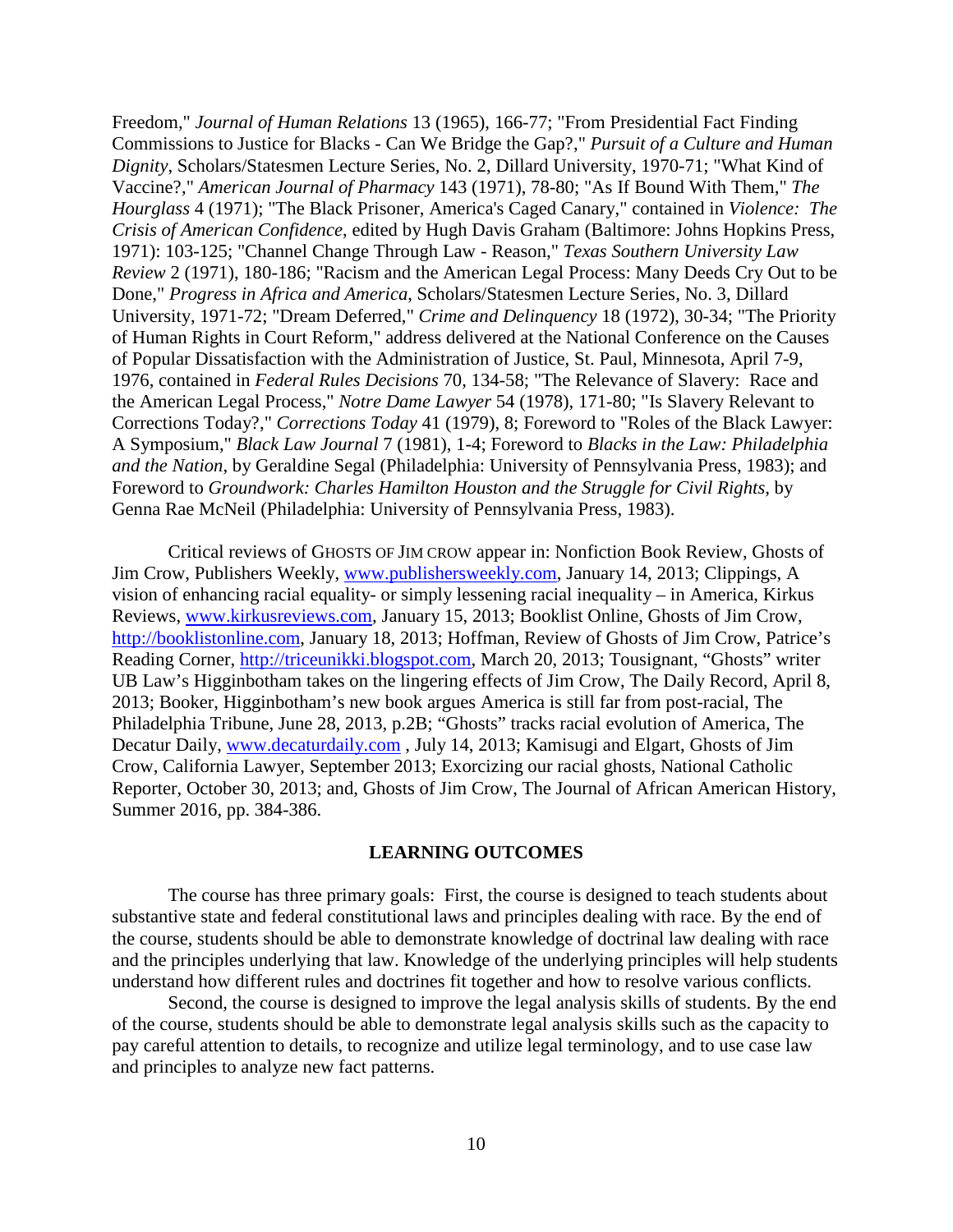Freedom," *Journal of Human Relations* 13 (1965), 166-77; "From Presidential Fact Finding Commissions to Justice for Blacks - Can We Bridge the Gap?," *Pursuit of a Culture and Human Dignity*, Scholars/Statesmen Lecture Series, No. 2, Dillard University, 1970-71; "What Kind of Vaccine?," *American Journal of Pharmacy* 143 (1971), 78-80; "As If Bound With Them," *The Hourglass* 4 (1971); "The Black Prisoner, America's Caged Canary," contained in *Violence: The Crisis of American Confidence*, edited by Hugh Davis Graham (Baltimore: Johns Hopkins Press, 1971): 103-125; "Channel Change Through Law - Reason," *Texas Southern University Law Review* 2 (1971), 180-186; "Racism and the American Legal Process: Many Deeds Cry Out to be Done," *Progress in Africa and America*, Scholars/Statesmen Lecture Series, No. 3, Dillard University, 1971-72; "Dream Deferred," *Crime and Delinquency* 18 (1972), 30-34; "The Priority of Human Rights in Court Reform," address delivered at the National Conference on the Causes of Popular Dissatisfaction with the Administration of Justice, St. Paul, Minnesota, April 7-9, 1976, contained in *Federal Rules Decisions* 70, 134-58; "The Relevance of Slavery: Race and the American Legal Process," *Notre Dame Lawyer* 54 (1978), 171-80; "Is Slavery Relevant to Corrections Today?," *Corrections Today* 41 (1979), 8; Foreword to "Roles of the Black Lawyer: A Symposium," *Black Law Journal* 7 (1981), 1-4; Foreword to *Blacks in the Law: Philadelphia and the Nation*, by Geraldine Segal (Philadelphia: University of Pennsylvania Press, 1983); and Foreword to *Groundwork: Charles Hamilton Houston and the Struggle for Civil Rights*, by Genna Rae McNeil (Philadelphia: University of Pennsylvania Press, 1983).

Critical reviews of GHOSTS OF JIM CROW appear in: Nonfiction Book Review, Ghosts of Jim Crow, Publishers Weekly, www.publishersweekly.com, January 14, 2013; Clippings, A vision of enhancing racial equality- or simply lessening racial inequality – in America, Kirkus Reviews, www.kirkusreviews.com, January 15, 2013; Booklist Online, Ghosts of Jim Crow, http://booklistonline.com, January 18, 2013; Hoffman, Review of Ghosts of Jim Crow, Patrice's Reading Corner, http://triceunikki.blogspot.com, March 20, 2013; Tousignant, "Ghosts" writer UB Law's Higginbotham takes on the lingering effects of Jim Crow, The Daily Record, April 8, 2013; Booker, Higginbotham's new book argues America is still far from post-racial, The Philadelphia Tribune, June 28, 2013, p.2B; "Ghosts" tracks racial evolution of America, The Decatur Daily, www.decaturdaily.com , July 14, 2013; Kamisugi and Elgart, Ghosts of Jim Crow, California Lawyer, September 2013; Exorcizing our racial ghosts, National Catholic Reporter, October 30, 2013; and, Ghosts of Jim Crow, The Journal of African American History, Summer 2016, pp. 384-386.

## LEARNING OUTCOMES

The course has three primary goals: First, the course is designed to teach students about substantive state and federal constitutional laws and principles dealing with race. By the end of the course, students should be able to demonstrate knowledge of doctrinal law dealing with race and the principles underlying that law. Knowledge of the underlying principles will help students understand how different rules and doctrines fit together and how to resolve various conflicts.

Second, the course is designed to improve the legal analysis skills of students. By the end of the course, students should be able to demonstrate legal analysis skills such as the capacity to pay careful attention to details, to recognize and utilize legal terminology, and to use case law and principles to analyze new fact patterns.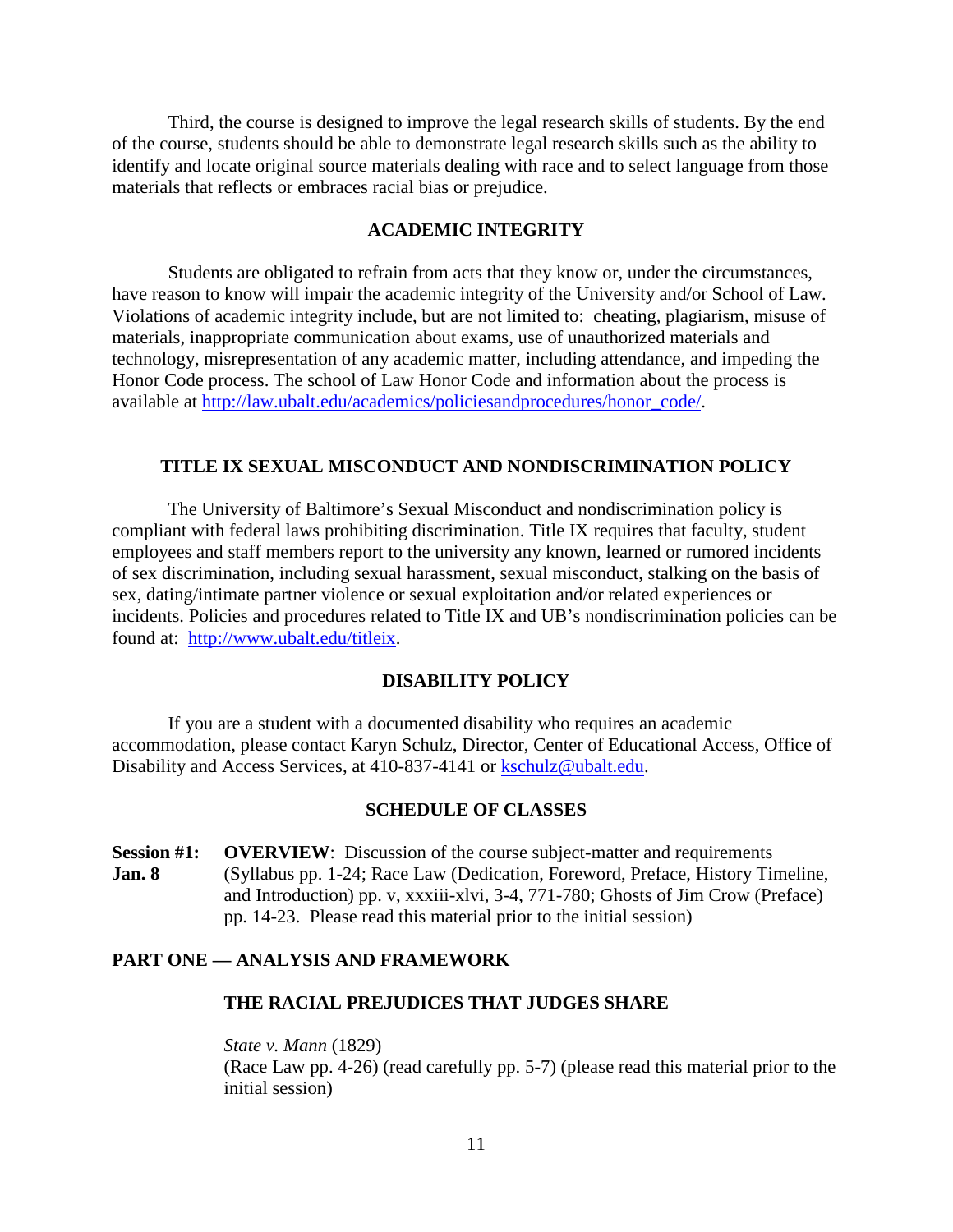Third, the course is designed to improve the legal research skills of students. By the end of the course, students should be able to demonstrate legal research skills such as the ability to identify and locate original source materials dealing with race and to select language from those materials that reflects or embraces racial bias or prejudice.

## ACADEMIC INTEGRITY

Students are obligated to refrain from acts that they know or, under the circumstances, have reason to know will impair the academic integrity of the University and/or School of Law. Violations of academic integrity include, but are not limited to: cheating, plagiarism, misuse of materials, inappropriate communication about exams, use of unauthorized materials and technology, misrepresentation of any academic matter, including attendance, and impeding the Honor Code process. The school of Law Honor Code and information about the process is available at http://law.ubalt.edu/academics/policiesandprocedures/honor_code/.

## TITLE IX SEXUAL MISCONDUCT AND NONDISCRIMINATION POLICY

The University of Baltimore's Sexual Misconduct and nondiscrimination policy is compliant with federal laws prohibiting discrimination. Title IX requires that faculty, student employees and staff members report to the university any known, learned or rumored incidents of sex discrimination, including sexual harassment, sexual misconduct, stalking on the basis of sex, dating/intimate partner violence or sexual exploitation and/or related experiences or incidents. Policies and procedures related to Title IX and UB's nondiscrimination policies can be found at: http://www.ubalt.edu/titleix.

## DISABILITY POLICY

If you are a student with a documented disability who requires an academic accommodation, please contact Karyn Schulz, Director, Center of Educational Access, Office of Disability and Access Services, at 410-837-4141 or kschulz@ubalt.edu.

## SCHEDULE OF CLASSES

**Session #1: Jan. 8** — **OVERVIEW**: Discussion of the course subject-matter and requirements (Syllabus pp. 1-24; Race Law (Dedication, Foreword, Preface, History Timeline, and Introduction) pp. v, xxxiii-xlvi, 3-4, 771-780; Ghosts of Jim Crow (Preface) pp. 14-23. Please read this material prior to the initial session)

## PART ONE — ANALYSIS AND FRAMEWORK

### THE RACIAL PREJUDICES THAT JUDGES SHARE

*State v. Mann* (1829)
(Race Law pp. 4-26) (read carefully pp. 5-7) (please read this material prior to the initial session)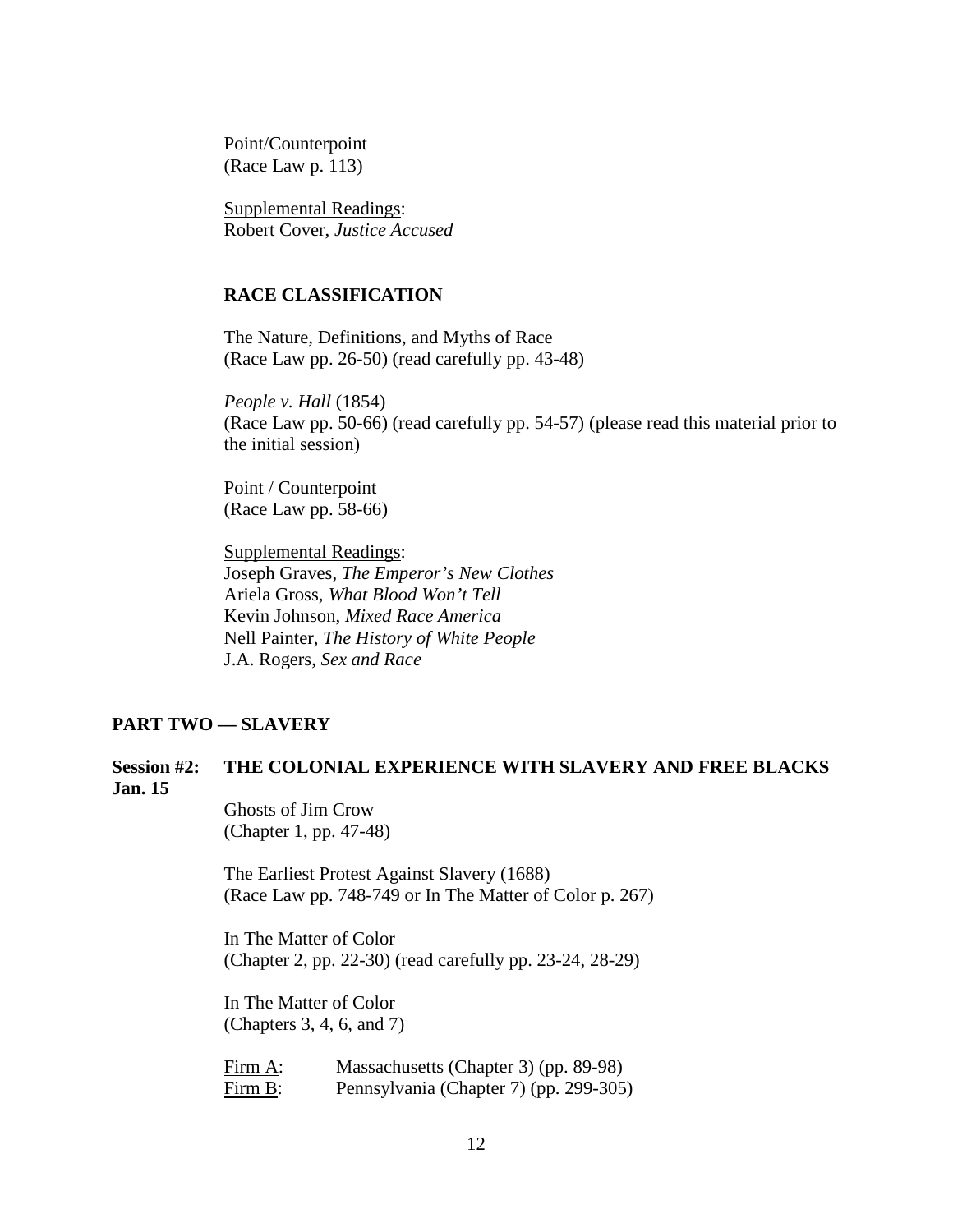Point/Counterpoint
(Race Law p. 113)

Supplemental Readings:
Robert Cover, *Justice Accused*

**RACE CLASSIFICATION**

The Nature, Definitions, and Myths of Race
(Race Law pp. 26-50) (read carefully pp. 43-48)

*People v. Hall* (1854)
(Race Law pp. 50-66) (read carefully pp. 54-57) (please read this material prior to the initial session)

Point / Counterpoint
(Race Law pp. 58-66)

Supplemental Readings:
Joseph Graves, *The Emperor's New Clothes*
Ariela Gross, *What Blood Won't Tell*
Kevin Johnson, *Mixed Race America*
Nell Painter, *The History of White People*
J.A. Rogers, *Sex and Race*

## PART TWO — SLAVERY

**Session #2: Jan. 15** **THE COLONIAL EXPERIENCE WITH SLAVERY AND FREE BLACKS**

Ghosts of Jim Crow
(Chapter 1, pp. 47-48)

The Earliest Protest Against Slavery (1688)
(Race Law pp. 748-749 or In The Matter of Color p. 267)

In The Matter of Color
(Chapter 2, pp. 22-30) (read carefully pp. 23-24, 28-29)

In The Matter of Color
(Chapters 3, 4, 6, and 7)

Firm A: Massachusetts (Chapter 3) (pp. 89-98)
Firm B: Pennsylvania (Chapter 7) (pp. 299-305)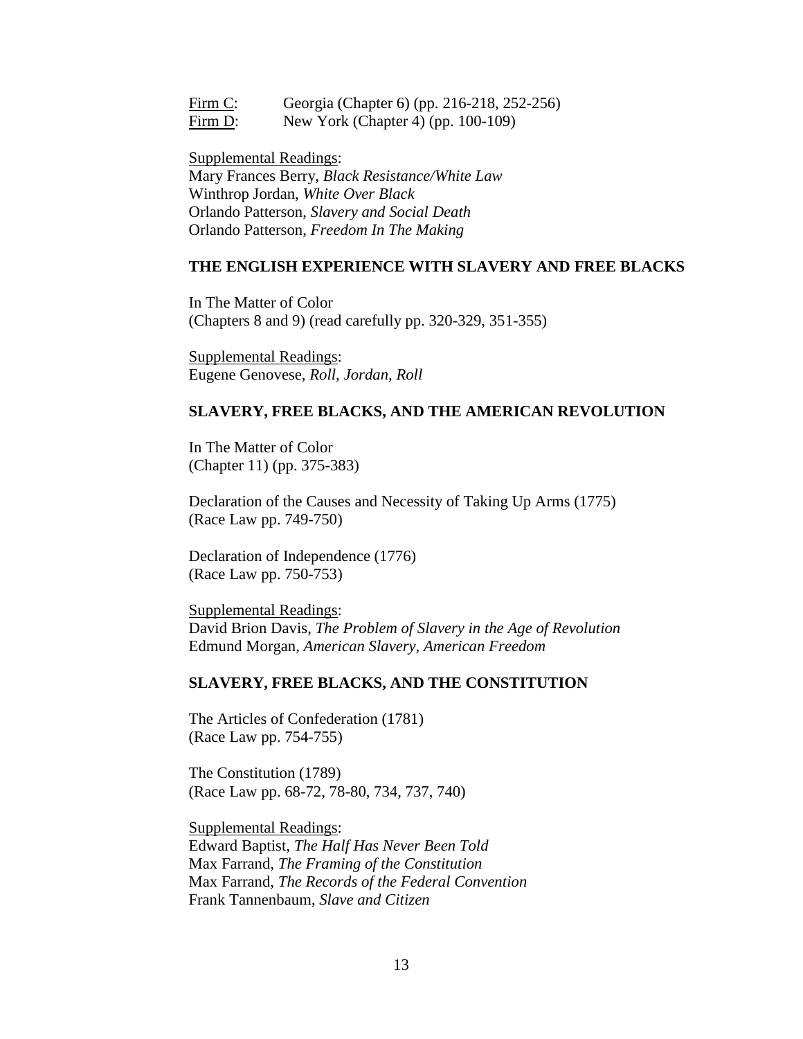Firm C: Georgia (Chapter 6) (pp. 216-218, 252-256)
Firm D: New York (Chapter 4) (pp. 100-109)

Supplemental Readings:
Mary Frances Berry, *Black Resistance/White Law*
Winthrop Jordan, *White Over Black*
Orlando Patterson, *Slavery and Social Death*
Orlando Patterson, *Freedom In The Making*

**THE ENGLISH EXPERIENCE WITH SLAVERY AND FREE BLACKS**

In The Matter of Color
(Chapters 8 and 9) (read carefully pp. 320-329, 351-355)

Supplemental Readings:
Eugene Genovese, *Roll, Jordan, Roll*

**SLAVERY, FREE BLACKS, AND THE AMERICAN REVOLUTION**

In The Matter of Color
(Chapter 11) (pp. 375-383)

Declaration of the Causes and Necessity of Taking Up Arms (1775)
(Race Law pp. 749-750)

Declaration of Independence (1776)
(Race Law pp. 750-753)

Supplemental Readings:
David Brion Davis, *The Problem of Slavery in the Age of Revolution*
Edmund Morgan, *American Slavery, American Freedom*

**SLAVERY, FREE BLACKS, AND THE CONSTITUTION**

The Articles of Confederation (1781)
(Race Law pp. 754-755)

The Constitution (1789)
(Race Law pp. 68-72, 78-80, 734, 737, 740)

Supplemental Readings:
Edward Baptist, *The Half Has Never Been Told*
Max Farrand, *The Framing of the Constitution*
Max Farrand, *The Records of the Federal Convention*
Frank Tannenbaum, *Slave and Citizen*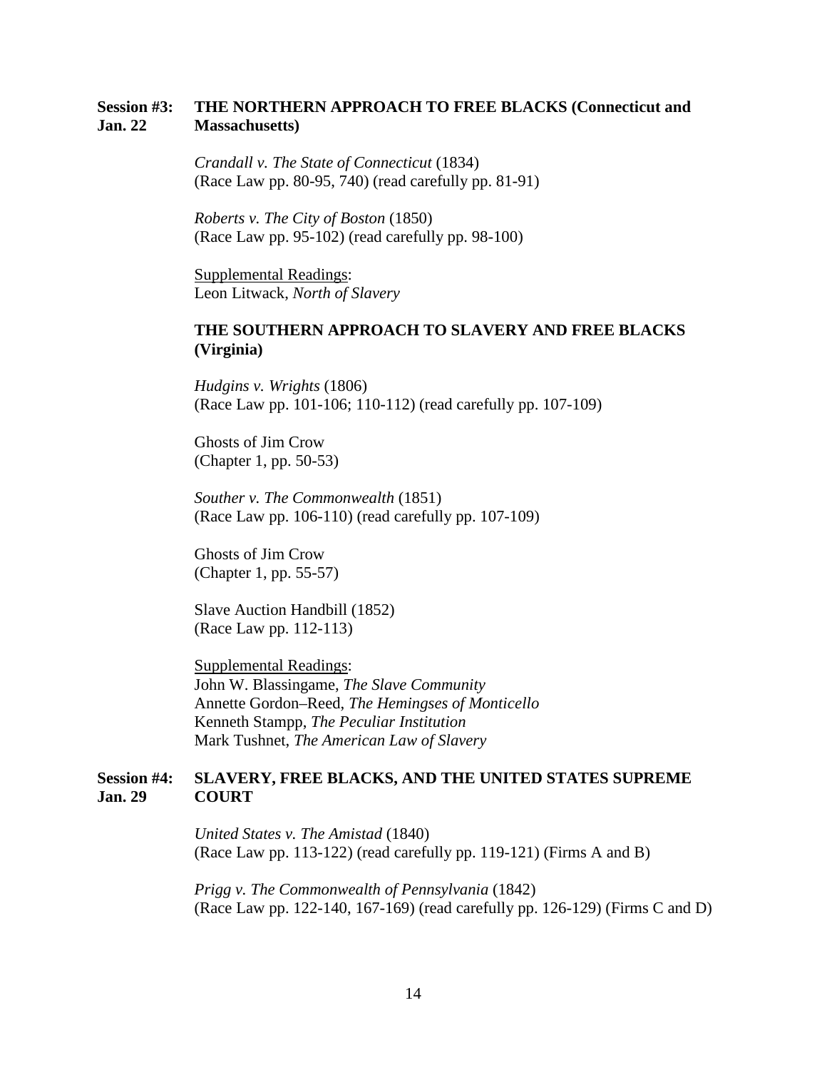**Session #3: Jan. 22** **THE NORTHERN APPROACH TO FREE BLACKS (Connecticut and Massachusetts)**

*Crandall v. The State of Connecticut* (1834)
(Race Law pp. 80-95, 740) (read carefully pp. 81-91)

*Roberts v. The City of Boston* (1850)
(Race Law pp. 95-102) (read carefully pp. 98-100)

Supplemental Readings:
Leon Litwack, *North of Slavery*

**THE SOUTHERN APPROACH TO SLAVERY AND FREE BLACKS (Virginia)**

*Hudgins v. Wrights* (1806)
(Race Law pp. 101-106; 110-112) (read carefully pp. 107-109)

Ghosts of Jim Crow
(Chapter 1, pp. 50-53)

*Souther v. The Commonwealth* (1851)
(Race Law pp. 106-110) (read carefully pp. 107-109)

Ghosts of Jim Crow
(Chapter 1, pp. 55-57)

Slave Auction Handbill (1852)
(Race Law pp. 112-113)

Supplemental Readings:
John W. Blassingame, *The Slave Community*
Annette Gordon–Reed, *The Hemingses of Monticello*
Kenneth Stampp, *The Peculiar Institution*
Mark Tushnet, *The American Law of Slavery*

**Session #4: Jan. 29** **SLAVERY, FREE BLACKS, AND THE UNITED STATES SUPREME COURT**

*United States v. The Amistad* (1840)
(Race Law pp. 113-122) (read carefully pp. 119-121) (Firms A and B)

*Prigg v. The Commonwealth of Pennsylvania* (1842)
(Race Law pp. 122-140, 167-169) (read carefully pp. 126-129) (Firms C and D)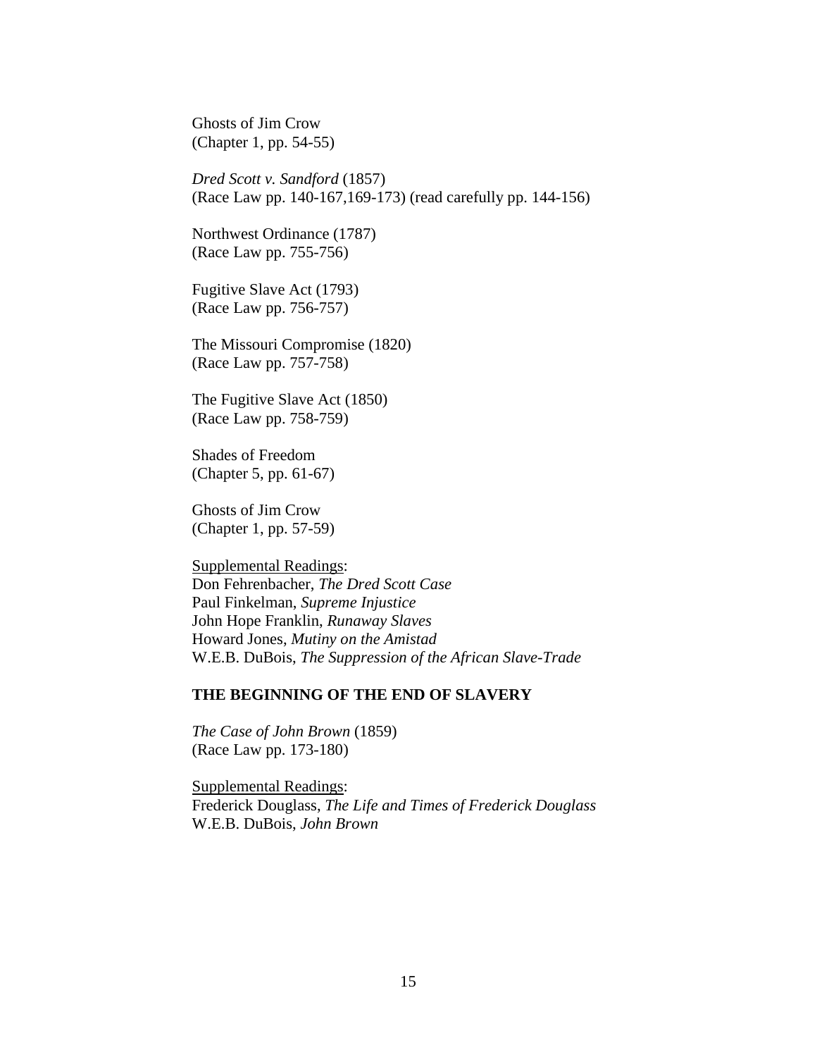Ghosts of Jim Crow
(Chapter 1, pp. 54-55)

*Dred Scott v. Sandford* (1857)
(Race Law pp. 140-167,169-173) (read carefully pp. 144-156)

Northwest Ordinance (1787)
(Race Law pp. 755-756)

Fugitive Slave Act (1793)
(Race Law pp. 756-757)

The Missouri Compromise (1820)
(Race Law pp. 757-758)

The Fugitive Slave Act (1850)
(Race Law pp. 758-759)

Shades of Freedom
(Chapter 5, pp. 61-67)

Ghosts of Jim Crow
(Chapter 1, pp. 57-59)

<u>Supplemental Readings</u>:
Don Fehrenbacher, *The Dred Scott Case*
Paul Finkelman, *Supreme Injustice*
John Hope Franklin, *Runaway Slaves*
Howard Jones, *Mutiny on the Amistad*
W.E.B. DuBois, *The Suppression of the African Slave-Trade*

**THE BEGINNING OF THE END OF SLAVERY**

*The Case of John Brown* (1859)
(Race Law pp. 173-180)

<u>Supplemental Readings</u>:
Frederick Douglass, *The Life and Times of Frederick Douglass*
W.E.B. DuBois, *John Brown*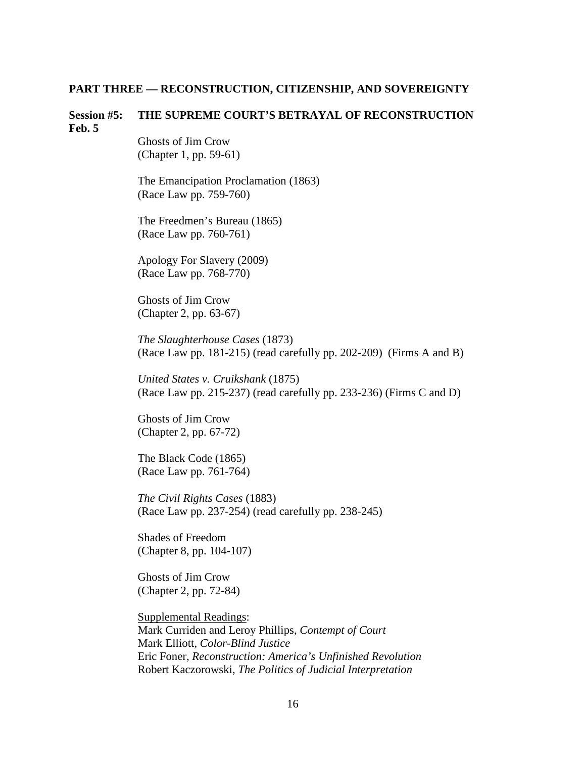## PART THREE — RECONSTRUCTION, CITIZENSHIP, AND SOVEREIGNTY

### Session #5: Feb. 5 — THE SUPREME COURT'S BETRAYAL OF RECONSTRUCTION

Ghosts of Jim Crow
(Chapter 1, pp. 59-61)

The Emancipation Proclamation (1863)
(Race Law pp. 759-760)

The Freedmen's Bureau (1865)
(Race Law pp. 760-761)

Apology For Slavery (2009)
(Race Law pp. 768-770)

Ghosts of Jim Crow
(Chapter 2, pp. 63-67)

*The Slaughterhouse Cases* (1873)
(Race Law pp. 181-215) (read carefully pp. 202-209) (Firms A and B)

*United States v. Cruikshank* (1875)
(Race Law pp. 215-237) (read carefully pp. 233-236) (Firms C and D)

Ghosts of Jim Crow
(Chapter 2, pp. 67-72)

The Black Code (1865)
(Race Law pp. 761-764)

*The Civil Rights Cases* (1883)
(Race Law pp. 237-254) (read carefully pp. 238-245)

Shades of Freedom
(Chapter 8, pp. 104-107)

Ghosts of Jim Crow
(Chapter 2, pp. 72-84)

<u>Supplemental Readings</u>:
Mark Curriden and Leroy Phillips, *Contempt of Court*
Mark Elliott, *Color-Blind Justice*
Eric Foner, *Reconstruction: America's Unfinished Revolution*
Robert Kaczorowski, *The Politics of Judicial Interpretation*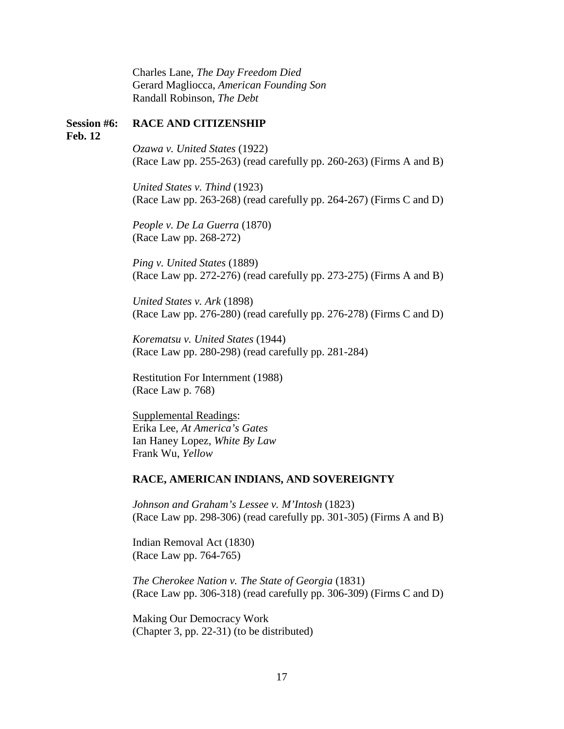Charles Lane, *The Day Freedom Died*
Gerard Magliocca, *American Founding Son*
Randall Robinson, *The Debt*

**Session #6: Feb. 12** **RACE AND CITIZENSHIP**

*Ozawa v. United States* (1922)
(Race Law pp. 255-263) (read carefully pp. 260-263) (Firms A and B)

*United States v. Thind* (1923)
(Race Law pp. 263-268) (read carefully pp. 264-267) (Firms C and D)

*People v. De La Guerra* (1870)
(Race Law pp. 268-272)

*Ping v. United States* (1889)
(Race Law pp. 272-276) (read carefully pp. 273-275) (Firms A and B)

*United States v. Ark* (1898)
(Race Law pp. 276-280) (read carefully pp. 276-278) (Firms C and D)

*Korematsu v. United States* (1944)
(Race Law pp. 280-298) (read carefully pp. 281-284)

Restitution For Internment (1988)
(Race Law p. 768)

Supplemental Readings:
Erika Lee, *At America's Gates*
Ian Haney Lopez, *White By Law*
Frank Wu, *Yellow*

**RACE, AMERICAN INDIANS, AND SOVEREIGNTY**

*Johnson and Graham's Lessee v. M'Intosh* (1823)
(Race Law pp. 298-306) (read carefully pp. 301-305) (Firms A and B)

Indian Removal Act (1830)
(Race Law pp. 764-765)

*The Cherokee Nation v. The State of Georgia* (1831)
(Race Law pp. 306-318) (read carefully pp. 306-309) (Firms C and D)

Making Our Democracy Work
(Chapter 3, pp. 22-31) (to be distributed)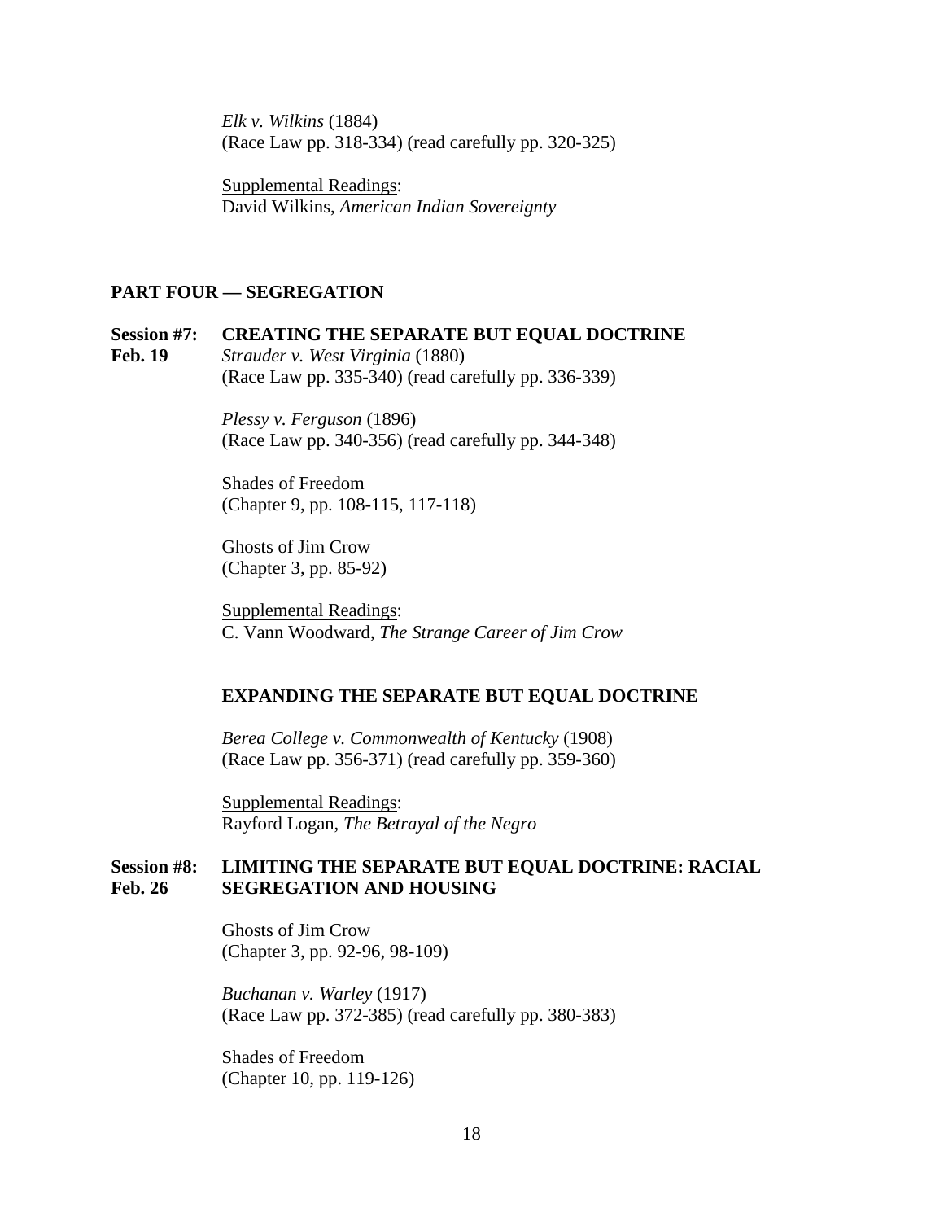*Elk v. Wilkins* (1884)
(Race Law pp. 318-334) (read carefully pp. 320-325)

Supplemental Readings:
David Wilkins, *American Indian Sovereignty*

## PART FOUR — SEGREGATION

**Session #7: CREATING THE SEPARATE BUT EQUAL DOCTRINE**
**Feb. 19**

*Strauder v. West Virginia* (1880)
(Race Law pp. 335-340) (read carefully pp. 336-339)

*Plessy v. Ferguson* (1896)
(Race Law pp. 340-356) (read carefully pp. 344-348)

Shades of Freedom
(Chapter 9, pp. 108-115, 117-118)

Ghosts of Jim Crow
(Chapter 3, pp. 85-92)

Supplemental Readings:
C. Vann Woodward, *The Strange Career of Jim Crow*

**EXPANDING THE SEPARATE BUT EQUAL DOCTRINE**

*Berea College v. Commonwealth of Kentucky* (1908)
(Race Law pp. 356-371) (read carefully pp. 359-360)

Supplemental Readings:
Rayford Logan, *The Betrayal of the Negro*

**Session #8: LIMITING THE SEPARATE BUT EQUAL DOCTRINE: RACIAL**
**Feb. 26 SEGREGATION AND HOUSING**

Ghosts of Jim Crow
(Chapter 3, pp. 92-96, 98-109)

*Buchanan v. Warley* (1917)
(Race Law pp. 372-385) (read carefully pp. 380-383)

Shades of Freedom
(Chapter 10, pp. 119-126)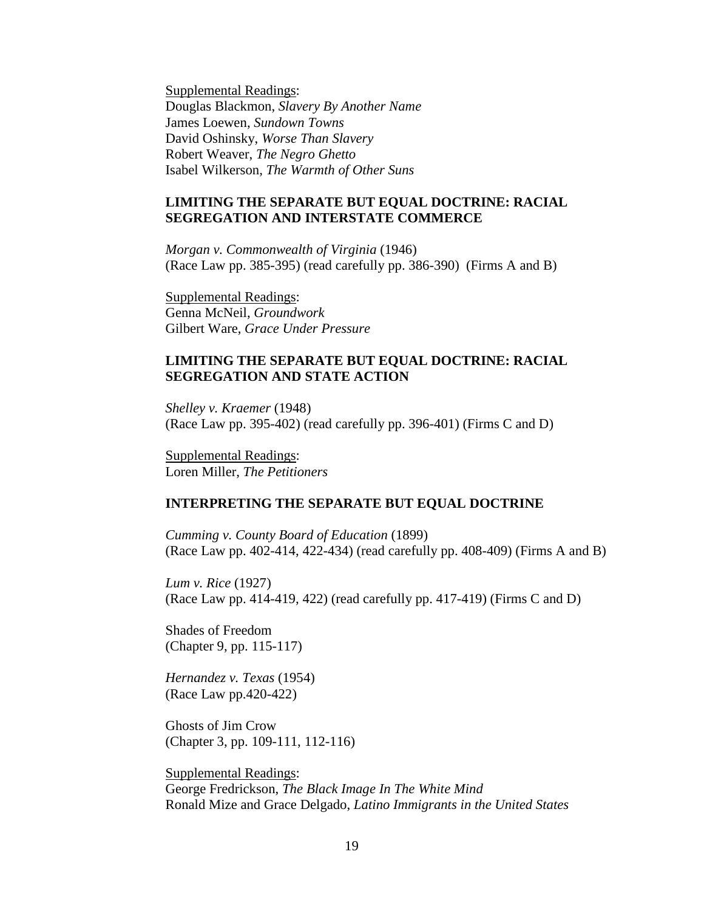<u>Supplemental Readings</u>:
Douglas Blackmon, *Slavery By Another Name*
James Loewen, *Sundown Towns*
David Oshinsky, *Worse Than Slavery*
Robert Weaver, *The Negro Ghetto*
Isabel Wilkerson, *The Warmth of Other Suns*

### LIMITING THE SEPARATE BUT EQUAL DOCTRINE: RACIAL SEGREGATION AND INTERSTATE COMMERCE

*Morgan v. Commonwealth of Virginia* (1946)
(Race Law pp. 385-395) (read carefully pp. 386-390) (Firms A and B)

<u>Supplemental Readings</u>:
Genna McNeil, *Groundwork*
Gilbert Ware, *Grace Under Pressure*

### LIMITING THE SEPARATE BUT EQUAL DOCTRINE: RACIAL SEGREGATION AND STATE ACTION

*Shelley v. Kraemer* (1948)
(Race Law pp. 395-402) (read carefully pp. 396-401) (Firms C and D)

<u>Supplemental Readings</u>:
Loren Miller, *The Petitioners*

### INTERPRETING THE SEPARATE BUT EQUAL DOCTRINE

*Cumming v. County Board of Education* (1899)
(Race Law pp. 402-414, 422-434) (read carefully pp. 408-409) (Firms A and B)

*Lum v. Rice* (1927)
(Race Law pp. 414-419, 422) (read carefully pp. 417-419) (Firms C and D)

Shades of Freedom
(Chapter 9, pp. 115-117)

*Hernandez v. Texas* (1954)
(Race Law pp.420-422)

Ghosts of Jim Crow
(Chapter 3, pp. 109-111, 112-116)

<u>Supplemental Readings</u>:
George Fredrickson, *The Black Image In The White Mind*
Ronald Mize and Grace Delgado, *Latino Immigrants in the United States*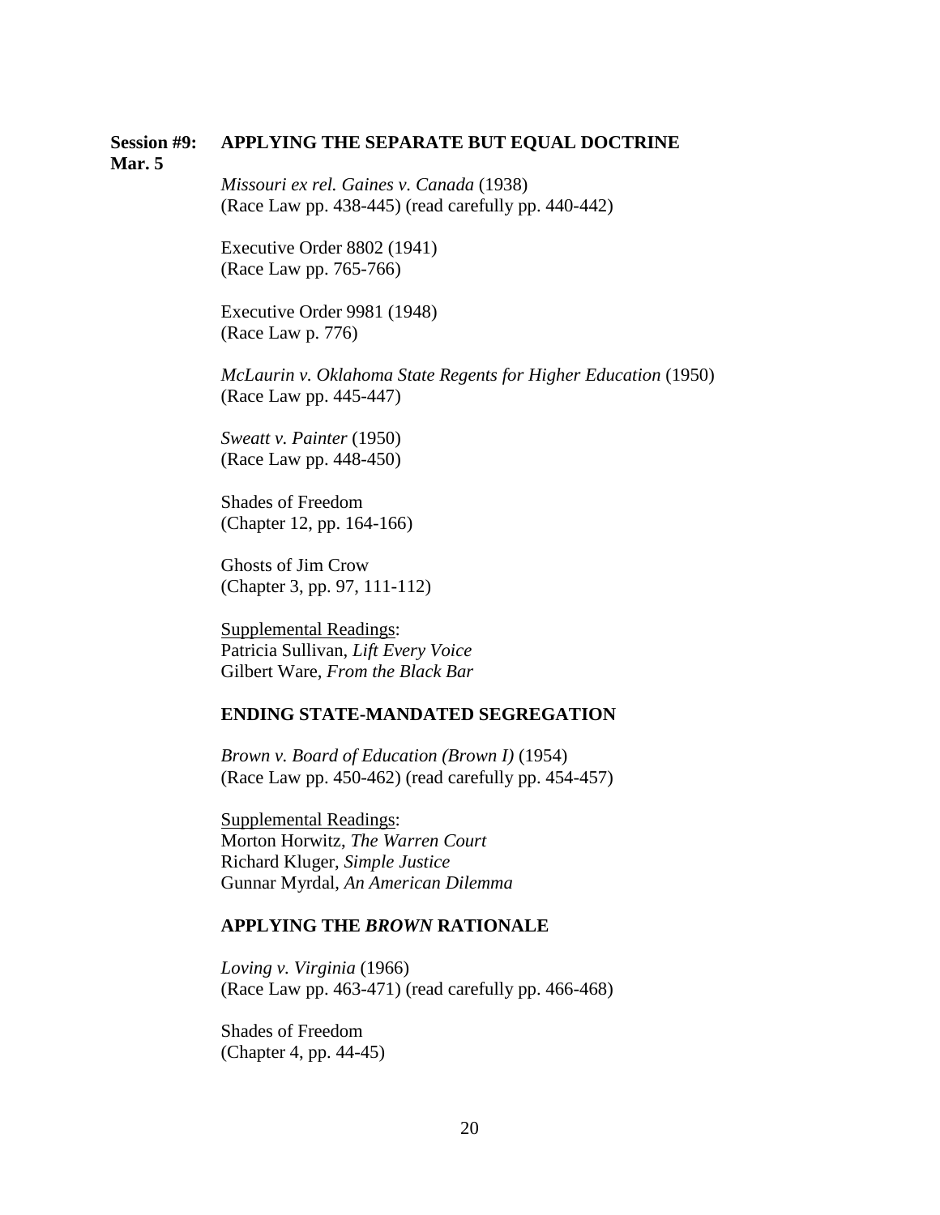**Session #9: Mar. 5** **APPLYING THE SEPARATE BUT EQUAL DOCTRINE**

*Missouri ex rel. Gaines v. Canada* (1938)
(Race Law pp. 438-445) (read carefully pp. 440-442)

Executive Order 8802 (1941)
(Race Law pp. 765-766)

Executive Order 9981 (1948)
(Race Law p. 776)

*McLaurin v. Oklahoma State Regents for Higher Education* (1950)
(Race Law pp. 445-447)

*Sweatt v. Painter* (1950)
(Race Law pp. 448-450)

Shades of Freedom
(Chapter 12, pp. 164-166)

Ghosts of Jim Crow
(Chapter 3, pp. 97, 111-112)

<u>Supplemental Readings</u>:
Patricia Sullivan, *Lift Every Voice*
Gilbert Ware, *From the Black Bar*

**ENDING STATE-MANDATED SEGREGATION**

*Brown v. Board of Education (Brown I)* (1954)
(Race Law pp. 450-462) (read carefully pp. 454-457)

<u>Supplemental Readings</u>:
Morton Horwitz, *The Warren Court*
Richard Kluger, *Simple Justice*
Gunnar Myrdal, *An American Dilemma*

**APPLYING THE *BROWN* RATIONALE**

*Loving v. Virginia* (1966)
(Race Law pp. 463-471) (read carefully pp. 466-468)

Shades of Freedom
(Chapter 4, pp. 44-45)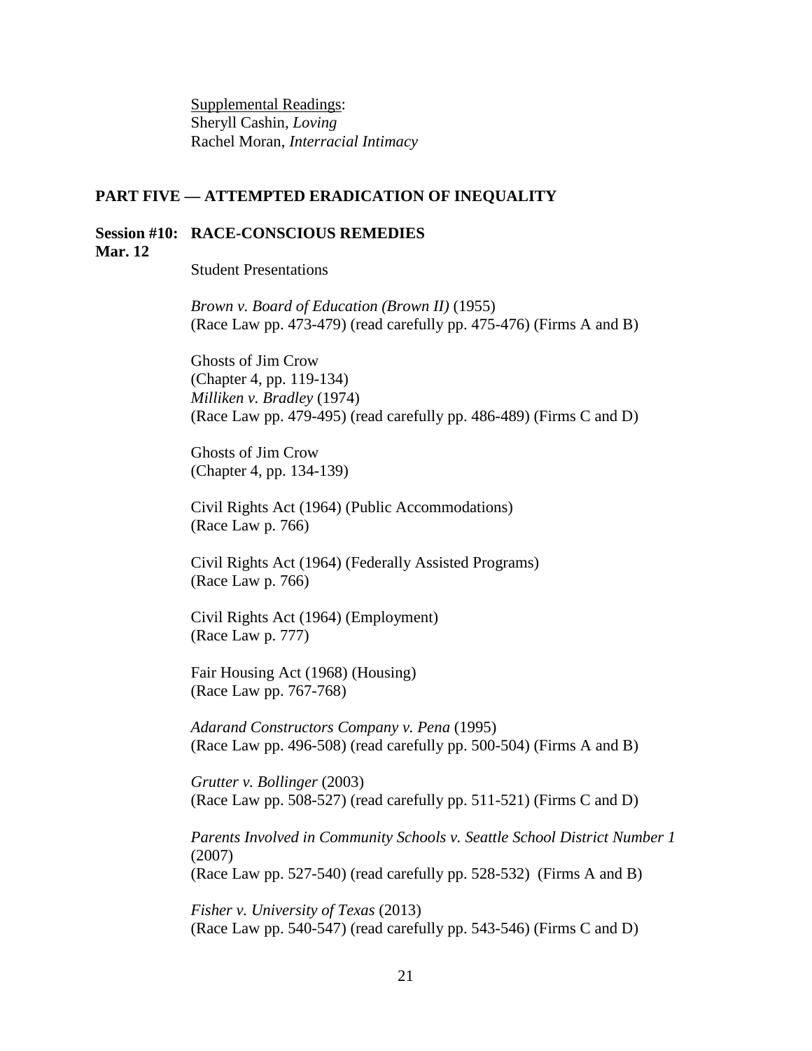<u>Supplemental Readings</u>:
Sheryll Cashin, *Loving*
Rachel Moran, *Interracial Intimacy*

## PART FIVE — ATTEMPTED ERADICATION OF INEQUALITY

### Session #10: RACE-CONSCIOUS REMEDIES
**Mar. 12**

Student Presentations

*Brown v. Board of Education (Brown II)* (1955)
(Race Law pp. 473-479) (read carefully pp. 475-476) (Firms A and B)

Ghosts of Jim Crow
(Chapter 4, pp. 119-134)
*Milliken v. Bradley* (1974)
(Race Law pp. 479-495) (read carefully pp. 486-489) (Firms C and D)

Ghosts of Jim Crow
(Chapter 4, pp. 134-139)

Civil Rights Act (1964) (Public Accommodations)
(Race Law p. 766)

Civil Rights Act (1964) (Federally Assisted Programs)
(Race Law p. 766)

Civil Rights Act (1964) (Employment)
(Race Law p. 777)

Fair Housing Act (1968) (Housing)
(Race Law pp. 767-768)

*Adarand Constructors Company v. Pena* (1995)
(Race Law pp. 496-508) (read carefully pp. 500-504) (Firms A and B)

*Grutter v. Bollinger* (2003)
(Race Law pp. 508-527) (read carefully pp. 511-521) (Firms C and D)

*Parents Involved in Community Schools v. Seattle School District Number 1* (2007)
(Race Law pp. 527-540) (read carefully pp. 528-532) (Firms A and B)

*Fisher v. University of Texas* (2013)
(Race Law pp. 540-547) (read carefully pp. 543-546) (Firms C and D)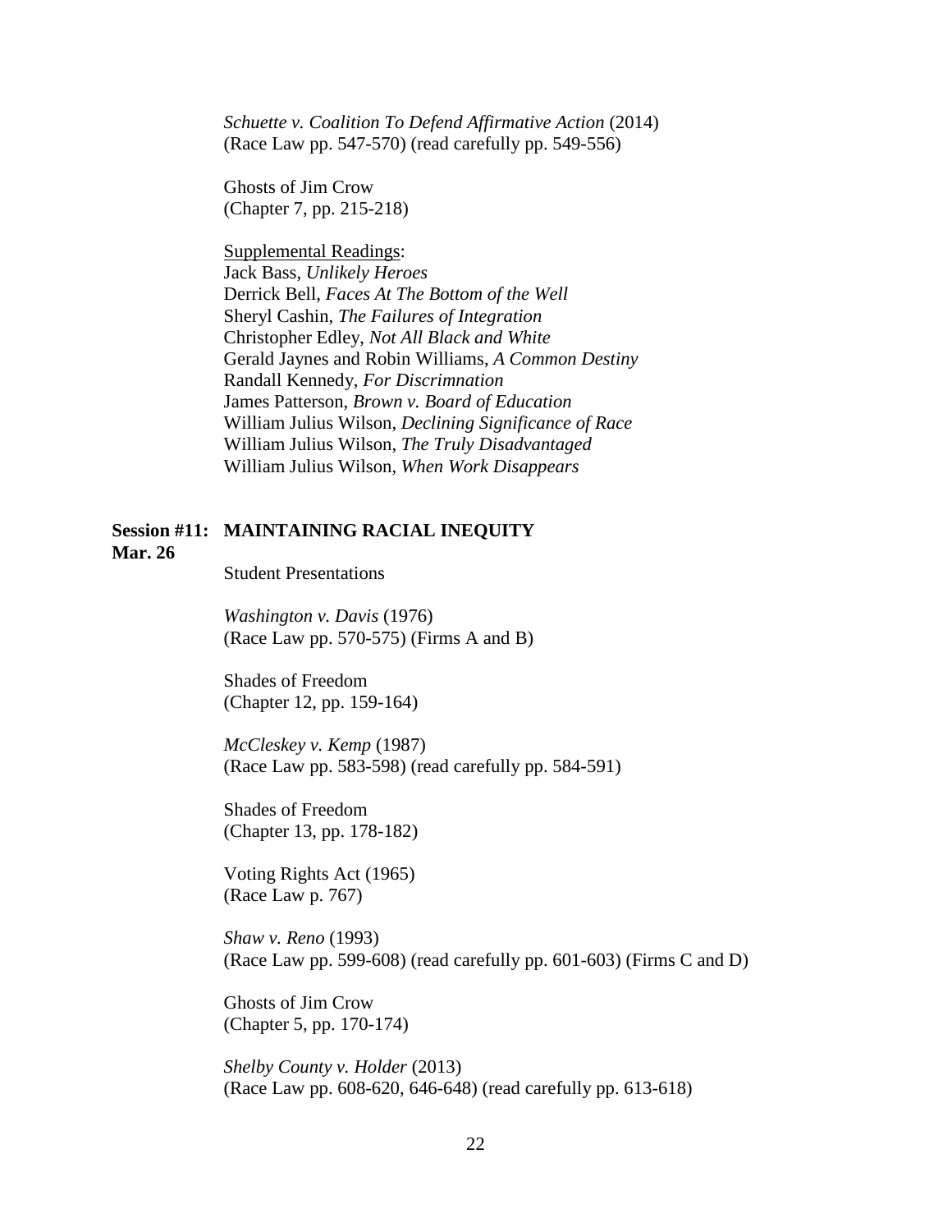*Schuette v. Coalition To Defend Affirmative Action* (2014)
(Race Law pp. 547-570) (read carefully pp. 549-556)

Ghosts of Jim Crow
(Chapter 7, pp. 215-218)

<u>Supplemental Readings</u>:
Jack Bass, *Unlikely Heroes*
Derrick Bell, *Faces At The Bottom of the Well*
Sheryl Cashin, *The Failures of Integration*
Christopher Edley, *Not All Black and White*
Gerald Jaynes and Robin Williams, *A Common Destiny*
Randall Kennedy, *For Discrimnation*
James Patterson, *Brown v. Board of Education*
William Julius Wilson, *Declining Significance of Race*
William Julius Wilson, *The Truly Disadvantaged*
William Julius Wilson, *When Work Disappears*

**Session #11: MAINTAINING RACIAL INEQUITY**
**Mar. 26**

Student Presentations

*Washington v. Davis* (1976)
(Race Law pp. 570-575) (Firms A and B)

Shades of Freedom
(Chapter 12, pp. 159-164)

*McCleskey v. Kemp* (1987)
(Race Law pp. 583-598) (read carefully pp. 584-591)

Shades of Freedom
(Chapter 13, pp. 178-182)

Voting Rights Act (1965)
(Race Law p. 767)

*Shaw v. Reno* (1993)
(Race Law pp. 599-608) (read carefully pp. 601-603) (Firms C and D)

Ghosts of Jim Crow
(Chapter 5, pp. 170-174)

*Shelby County v. Holder* (2013)
(Race Law pp. 608-620, 646-648) (read carefully pp. 613-618)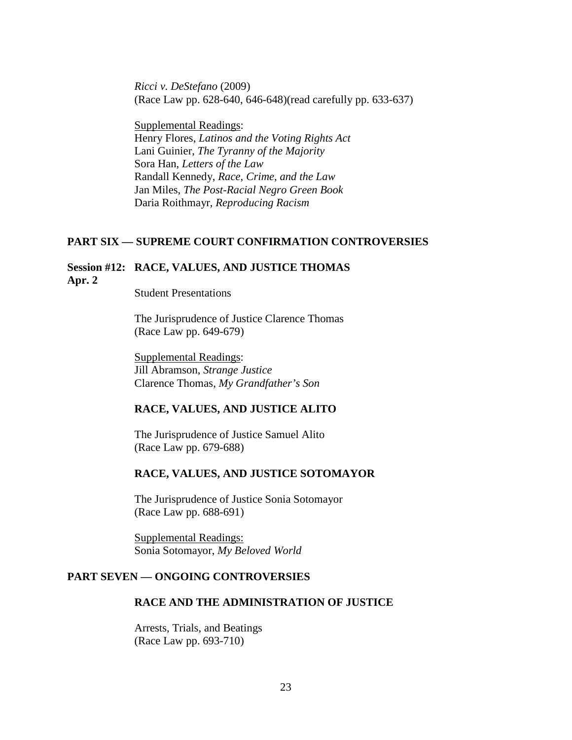*Ricci v. DeStefano* (2009)
(Race Law pp. 628-640, 646-648)(read carefully pp. 633-637)

Supplemental Readings:
Henry Flores, *Latinos and the Voting Rights Act*
Lani Guinier, *The Tyranny of the Majority*
Sora Han, *Letters of the Law*
Randall Kennedy, *Race, Crime, and the Law*
Jan Miles, *The Post-Racial Negro Green Book*
Daria Roithmayr, *Reproducing Racism*

## PART SIX — SUPREME COURT CONFIRMATION CONTROVERSIES

### Session #12: RACE, VALUES, AND JUSTICE THOMAS
**Apr. 2**

Student Presentations

The Jurisprudence of Justice Clarence Thomas
(Race Law pp. 649-679)

Supplemental Readings:
Jill Abramson, *Strange Justice*
Clarence Thomas, *My Grandfather's Son*

### RACE, VALUES, AND JUSTICE ALITO

The Jurisprudence of Justice Samuel Alito
(Race Law pp. 679-688)

### RACE, VALUES, AND JUSTICE SOTOMAYOR

The Jurisprudence of Justice Sonia Sotomayor
(Race Law pp. 688-691)

Supplemental Readings:
Sonia Sotomayor, *My Beloved World*

## PART SEVEN — ONGOING CONTROVERSIES

### RACE AND THE ADMINISTRATION OF JUSTICE

Arrests, Trials, and Beatings
(Race Law pp. 693-710)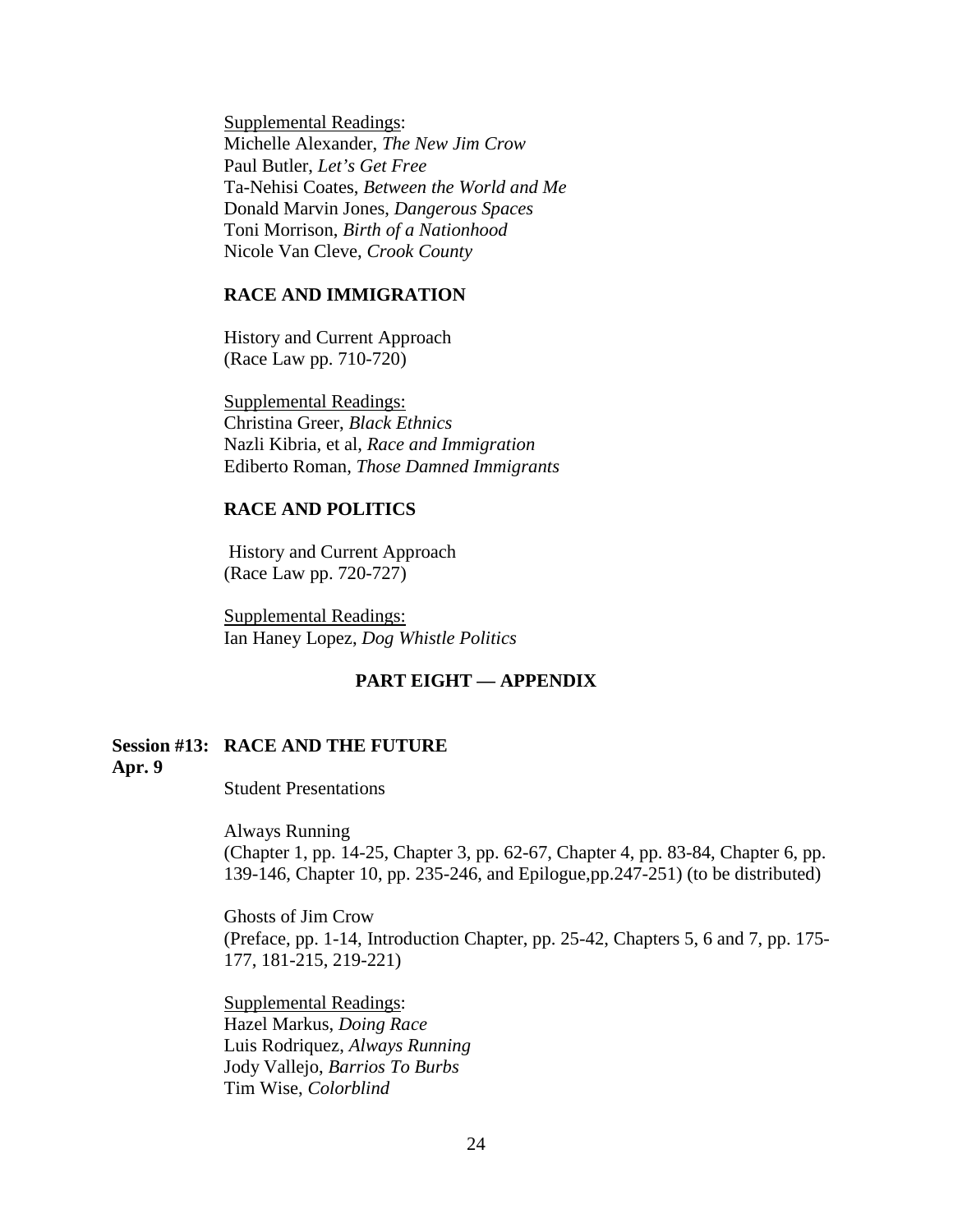Supplemental Readings:
Michelle Alexander, *The New Jim Crow*
Paul Butler, *Let's Get Free*
Ta-Nehisi Coates, *Between the World and Me*
Donald Marvin Jones, *Dangerous Spaces*
Toni Morrison, *Birth of a Nationhood*
Nicole Van Cleve, *Crook County*

**RACE AND IMMIGRATION**

History and Current Approach
(Race Law pp. 710-720)

Supplemental Readings:
Christina Greer, *Black Ethnics*
Nazli Kibria, et al, *Race and Immigration*
Ediberto Roman, *Those Damned Immigrants*

**RACE AND POLITICS**

History and Current Approach
(Race Law pp. 720-727)

Supplemental Readings:
Ian Haney Lopez, *Dog Whistle Politics*

## PART EIGHT — APPENDIX

**Session #13: Apr. 9** **RACE AND THE FUTURE**

Student Presentations

Always Running
(Chapter 1, pp. 14-25, Chapter 3, pp. 62-67, Chapter 4, pp. 83-84, Chapter 6, pp. 139-146, Chapter 10, pp. 235-246, and Epilogue,pp.247-251) (to be distributed)

Ghosts of Jim Crow
(Preface, pp. 1-14, Introduction Chapter, pp. 25-42, Chapters 5, 6 and 7, pp. 175-177, 181-215, 219-221)

Supplemental Readings:
Hazel Markus, *Doing Race*
Luis Rodriquez, *Always Running*
Jody Vallejo, *Barrios To Burbs*
Tim Wise, *Colorblind*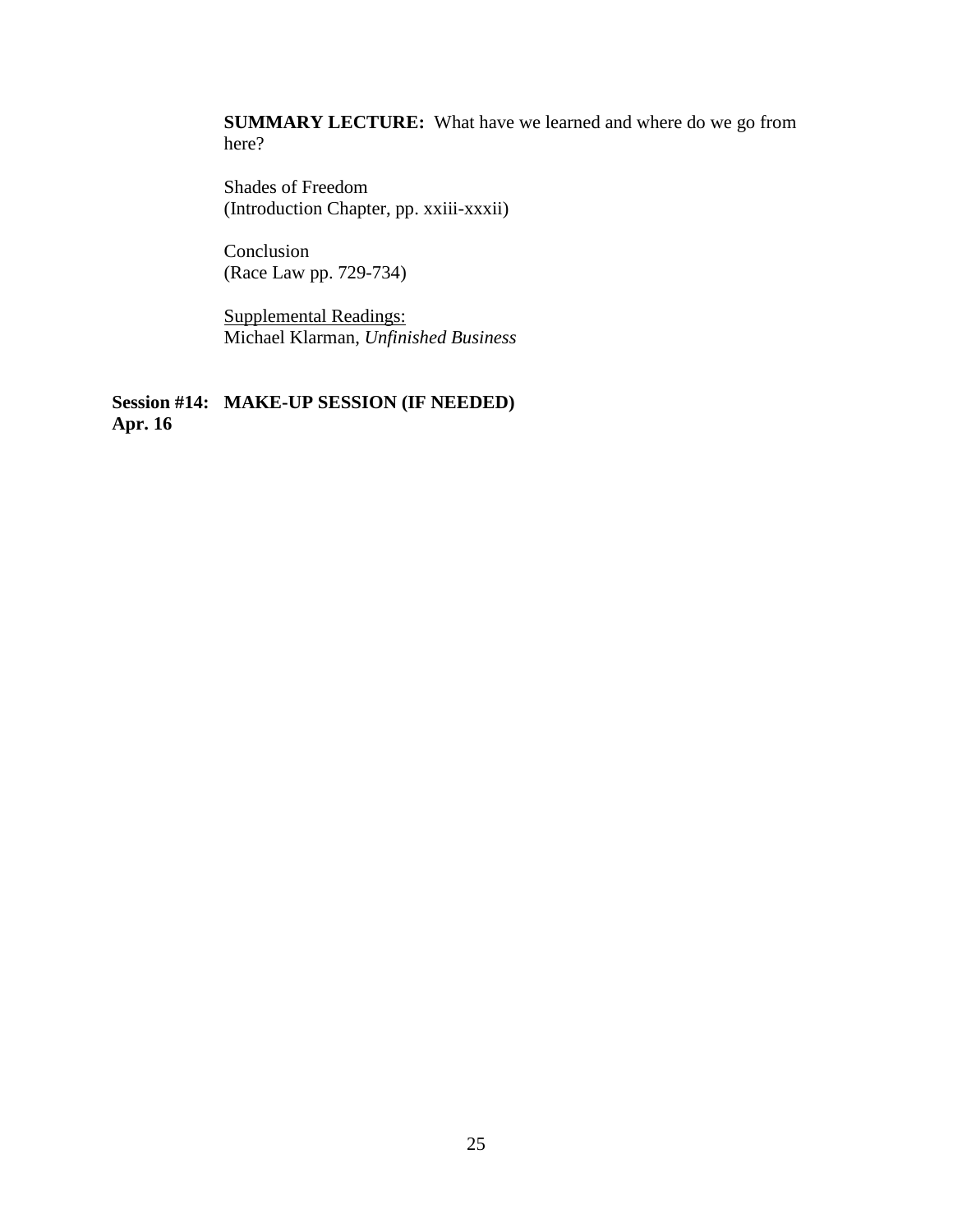**SUMMARY LECTURE:** What have we learned and where do we go from here?

Shades of Freedom
(Introduction Chapter, pp. xxiii-xxxii)

Conclusion
(Race Law pp. 729-734)

Supplemental Readings:
Michael Klarman, *Unfinished Business*

**Session #14: MAKE-UP SESSION (IF NEEDED)**
**Apr. 16**